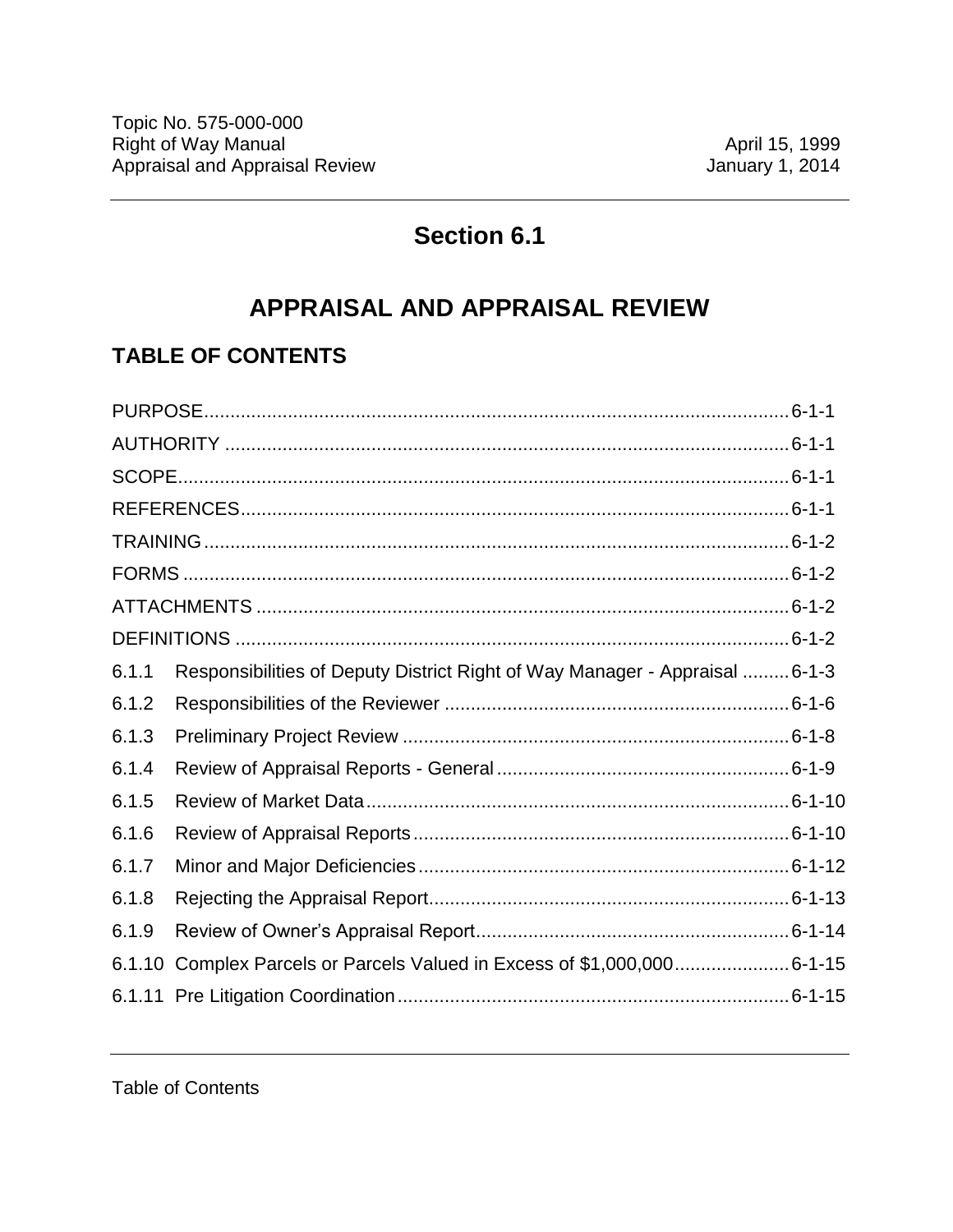# Section 6.1

# APPRAISAL AND APPRAISAL REVIEW

## TABLE OF CONTENTS

| | | |
|---|---|---|
| PURPOSE | | 6-1-1 |
| AUTHORITY | | 6-1-1 |
| SCOPE | | 6-1-1 |
| REFERENCES | | 6-1-1 |
| TRAINING | | 6-1-2 |
| FORMS | | 6-1-2 |
| ATTACHMENTS | | 6-1-2 |
| DEFINITIONS | | 6-1-2 |
| 6.1.1 | Responsibilities of Deputy District Right of Way Manager - Appraisal | 6-1-3 |
| 6.1.2 | Responsibilities of the Reviewer | 6-1-6 |
| 6.1.3 | Preliminary Project Review | 6-1-8 |
| 6.1.4 | Review of Appraisal Reports - General | 6-1-9 |
| 6.1.5 | Review of Market Data | 6-1-10 |
| 6.1.6 | Review of Appraisal Reports | 6-1-10 |
| 6.1.7 | Minor and Major Deficiencies | 6-1-12 |
| 6.1.8 | Rejecting the Appraisal Report | 6-1-13 |
| 6.1.9 | Review of Owner's Appraisal Report | 6-1-14 |
| 6.1.10 | Complex Parcels or Parcels Valued in Excess of $1,000,000 | 6-1-15 |
| 6.1.11 | Pre Litigation Coordination | 6-1-15 |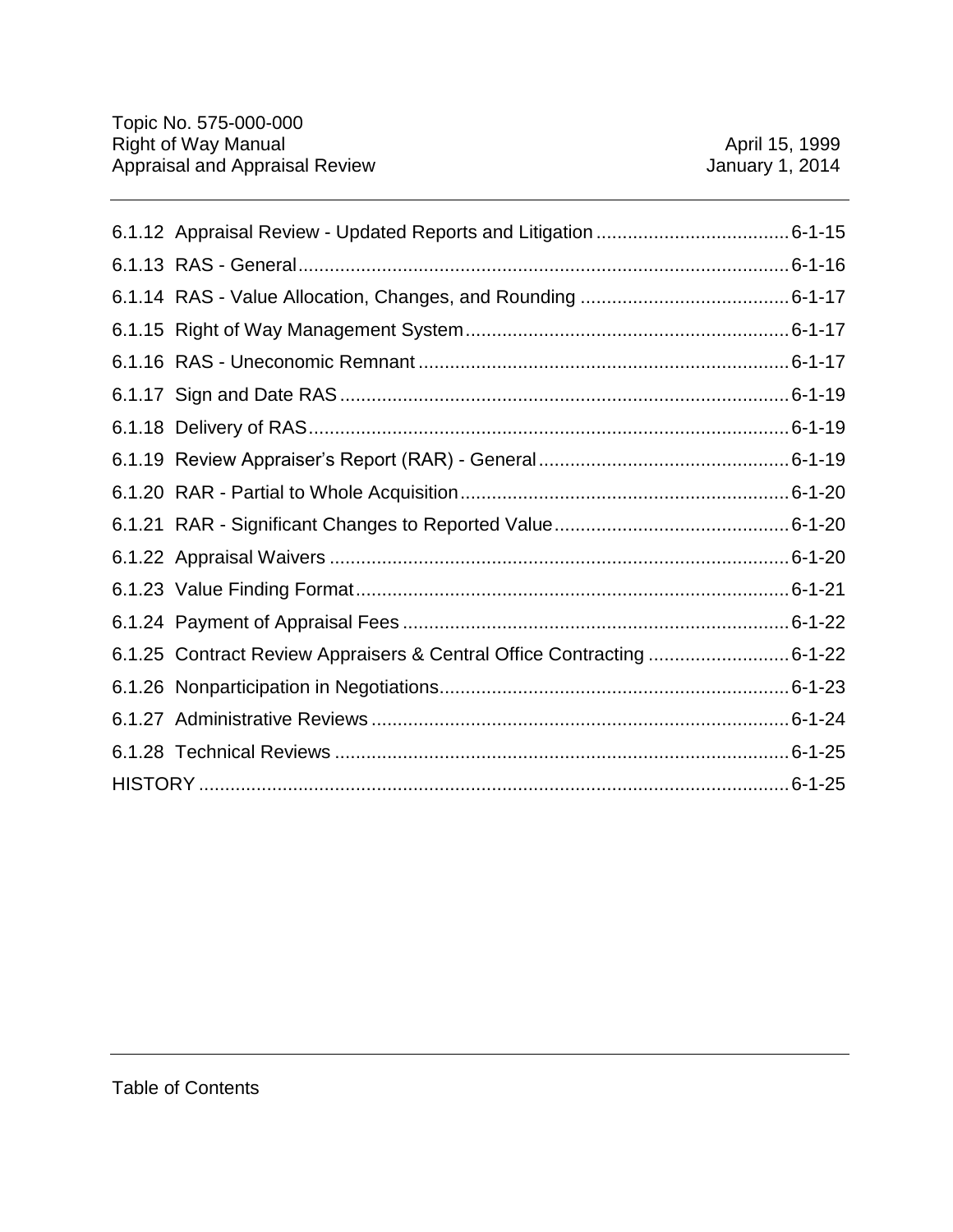6.1.12 Appraisal Review - Updated Reports and Litigation .................................... 6-1-15

6.1.13 RAS - General ............................................................................................ 6-1-16

6.1.14 RAS - Value Allocation, Changes, and Rounding ....................................... 6-1-17

6.1.15 Right of Way Management System ............................................................ 6-1-17

6.1.16 RAS - Uneconomic Remnant ...................................................................... 6-1-17

6.1.17 Sign and Date RAS ..................................................................................... 6-1-19

6.1.18 Delivery of RAS ........................................................................................... 6-1-19

6.1.19 Review Appraiser's Report (RAR) - General ............................................... 6-1-19

6.1.20 RAR - Partial to Whole Acquisition .............................................................. 6-1-20

6.1.21 RAR - Significant Changes to Reported Value ............................................ 6-1-20

6.1.22 Appraisal Waivers ....................................................................................... 6-1-20

6.1.23 Value Finding Format .................................................................................. 6-1-21

6.1.24 Payment of Appraisal Fees ......................................................................... 6-1-22

6.1.25 Contract Review Appraisers & Central Office Contracting .......................... 6-1-22

6.1.26 Nonparticipation in Negotiations .................................................................. 6-1-23

6.1.27 Administrative Reviews ............................................................................... 6-1-24

6.1.28 Technical Reviews ...................................................................................... 6-1-25

HISTORY ................................................................................................................ 6-1-25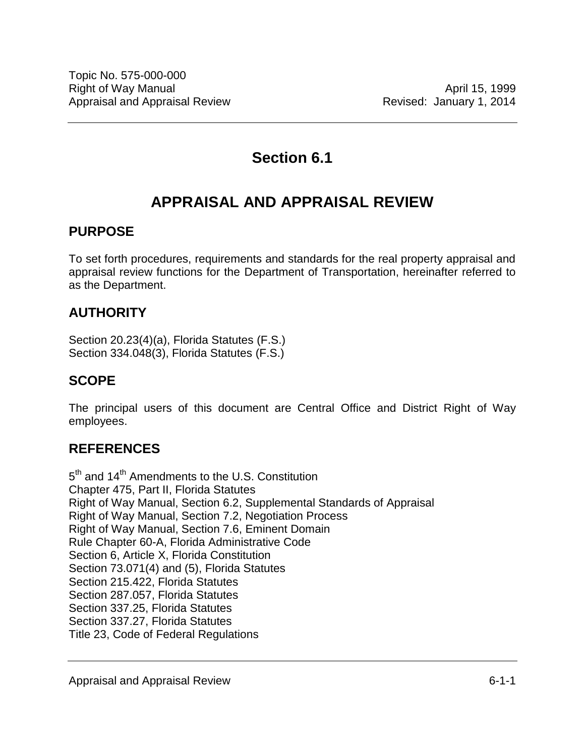# Section 6.1

# APPRAISAL AND APPRAISAL REVIEW

## PURPOSE

To set forth procedures, requirements and standards for the real property appraisal and appraisal review functions for the Department of Transportation, hereinafter referred to as the Department.

## AUTHORITY

Section 20.23(4)(a), Florida Statutes (F.S.)
Section 334.048(3), Florida Statutes (F.S.)

## SCOPE

The principal users of this document are Central Office and District Right of Way employees.

## REFERENCES

5th and 14th Amendments to the U.S. Constitution
Chapter 475, Part II, Florida Statutes
Right of Way Manual, Section 6.2, Supplemental Standards of Appraisal
Right of Way Manual, Section 7.2, Negotiation Process
Right of Way Manual, Section 7.6, Eminent Domain
Rule Chapter 60-A, Florida Administrative Code
Section 6, Article X, Florida Constitution
Section 73.071(4) and (5), Florida Statutes
Section 215.422, Florida Statutes
Section 287.057, Florida Statutes
Section 337.25, Florida Statutes
Section 337.27, Florida Statutes
Title 23, Code of Federal Regulations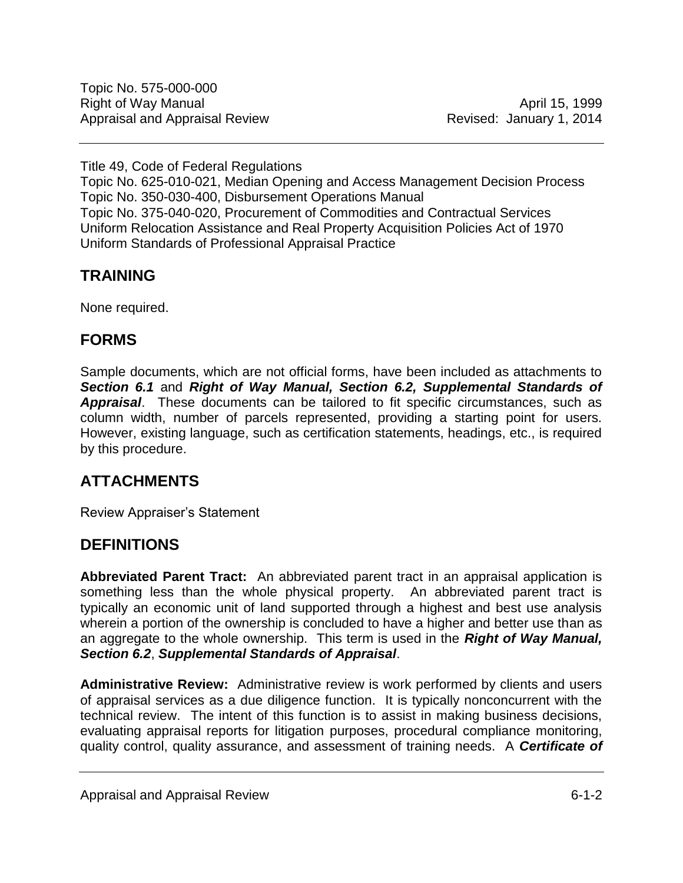Title 49, Code of Federal Regulations
Topic No. 625-010-021, Median Opening and Access Management Decision Process
Topic No. 350-030-400, Disbursement Operations Manual
Topic No. 375-040-020, Procurement of Commodities and Contractual Services
Uniform Relocation Assistance and Real Property Acquisition Policies Act of 1970
Uniform Standards of Professional Appraisal Practice

## TRAINING

None required.

## FORMS

Sample documents, which are not official forms, have been included as attachments to ***Section 6.1*** and ***Right of Way Manual, Section 6.2, Supplemental Standards of Appraisal***. These documents can be tailored to fit specific circumstances, such as column width, number of parcels represented, providing a starting point for users. However, existing language, such as certification statements, headings, etc., is required by this procedure.

## ATTACHMENTS

Review Appraiser's Statement

## DEFINITIONS

**Abbreviated Parent Tract:** An abbreviated parent tract in an appraisal application is something less than the whole physical property. An abbreviated parent tract is typically an economic unit of land supported through a highest and best use analysis wherein a portion of the ownership is concluded to have a higher and better use than as an aggregate to the whole ownership. This term is used in the ***Right of Way Manual, Section 6.2***, ***Supplemental Standards of Appraisal***.

**Administrative Review:** Administrative review is work performed by clients and users of appraisal services as a due diligence function. It is typically nonconcurrent with the technical review. The intent of this function is to assist in making business decisions, evaluating appraisal reports for litigation purposes, procedural compliance monitoring, quality control, quality assurance, and assessment of training needs. A ***Certificate of***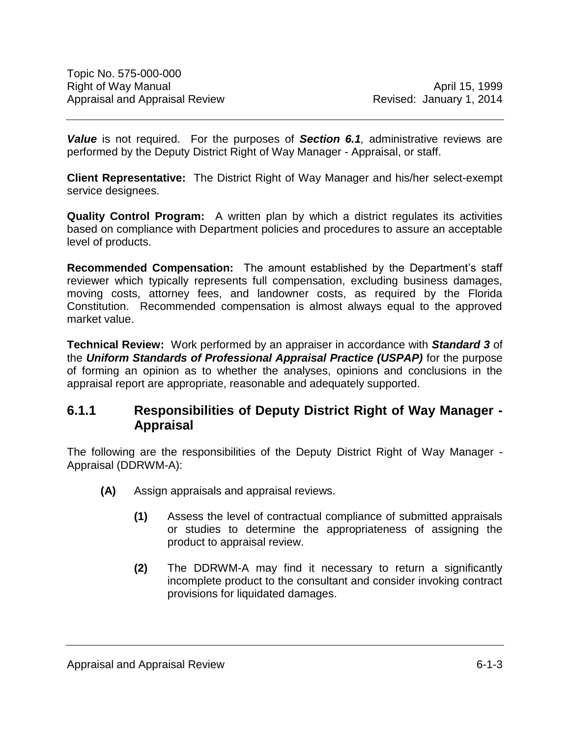***Value*** is not required. For the purposes of ***Section 6.1***, administrative reviews are performed by the Deputy District Right of Way Manager - Appraisal, or staff.

**Client Representative:** The District Right of Way Manager and his/her select-exempt service designees.

**Quality Control Program:** A written plan by which a district regulates its activities based on compliance with Department policies and procedures to assure an acceptable level of products.

**Recommended Compensation:** The amount established by the Department's staff reviewer which typically represents full compensation, excluding business damages, moving costs, attorney fees, and landowner costs, as required by the Florida Constitution. Recommended compensation is almost always equal to the approved market value.

**Technical Review:** Work performed by an appraiser in accordance with ***Standard 3*** of the ***Uniform Standards of Professional Appraisal Practice (USPAP)*** for the purpose of forming an opinion as to whether the analyses, opinions and conclusions in the appraisal report are appropriate, reasonable and adequately supported.

## 6.1.1 Responsibilities of Deputy District Right of Way Manager - Appraisal

The following are the responsibilities of the Deputy District Right of Way Manager - Appraisal (DDRWM-A):

**(A)** Assign appraisals and appraisal reviews.

**(1)** Assess the level of contractual compliance of submitted appraisals or studies to determine the appropriateness of assigning the product to appraisal review.

**(2)** The DDRWM-A may find it necessary to return a significantly incomplete product to the consultant and consider invoking contract provisions for liquidated damages.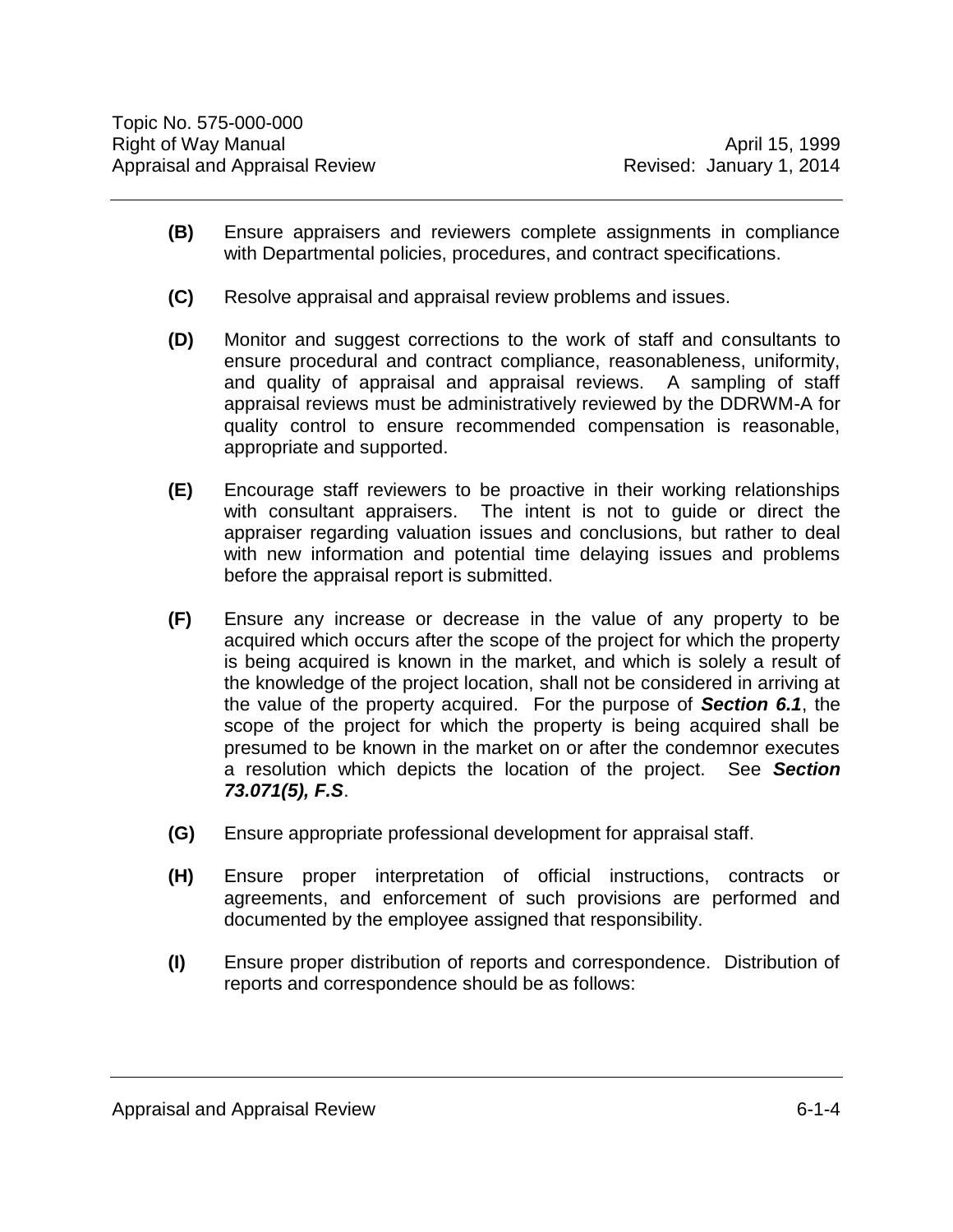**(B)** Ensure appraisers and reviewers complete assignments in compliance with Departmental policies, procedures, and contract specifications.

**(C)** Resolve appraisal and appraisal review problems and issues.

**(D)** Monitor and suggest corrections to the work of staff and consultants to ensure procedural and contract compliance, reasonableness, uniformity, and quality of appraisal and appraisal reviews. A sampling of staff appraisal reviews must be administratively reviewed by the DDRWM-A for quality control to ensure recommended compensation is reasonable, appropriate and supported.

**(E)** Encourage staff reviewers to be proactive in their working relationships with consultant appraisers. The intent is not to guide or direct the appraiser regarding valuation issues and conclusions, but rather to deal with new information and potential time delaying issues and problems before the appraisal report is submitted.

**(F)** Ensure any increase or decrease in the value of any property to be acquired which occurs after the scope of the project for which the property is being acquired is known in the market, and which is solely a result of the knowledge of the project location, shall not be considered in arriving at the value of the property acquired. For the purpose of ***Section 6.1***, the scope of the project for which the property is being acquired shall be presumed to be known in the market on or after the condemnor executes a resolution which depicts the location of the project. See ***Section 73.071(5), F.S***.

**(G)** Ensure appropriate professional development for appraisal staff.

**(H)** Ensure proper interpretation of official instructions, contracts or agreements, and enforcement of such provisions are performed and documented by the employee assigned that responsibility.

**(I)** Ensure proper distribution of reports and correspondence. Distribution of reports and correspondence should be as follows: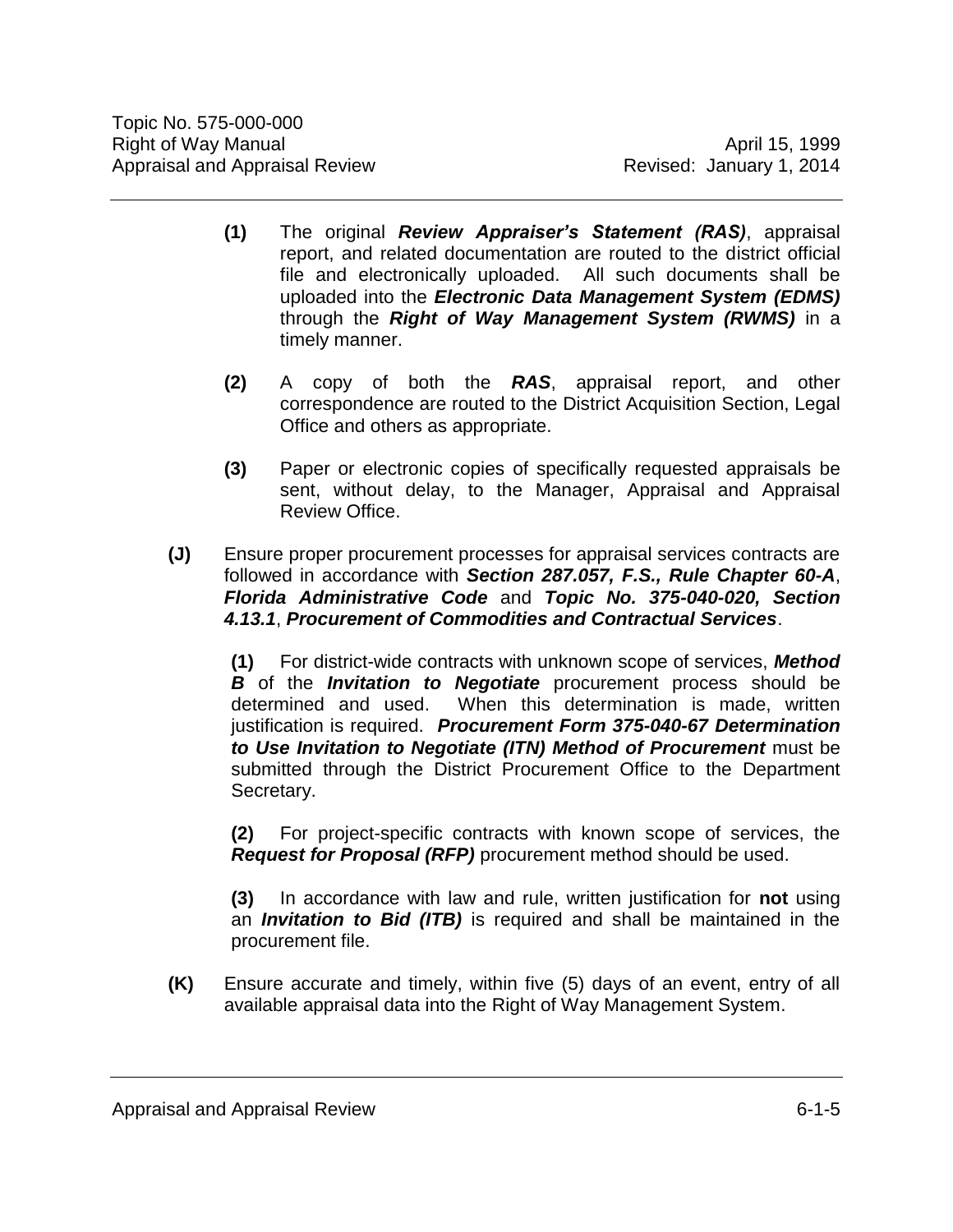**(1)** The original ***Review Appraiser's Statement (RAS)***, appraisal report, and related documentation are routed to the district official file and electronically uploaded. All such documents shall be uploaded into the ***Electronic Data Management System (EDMS)*** through the ***Right of Way Management System (RWMS)*** in a timely manner.

**(2)** A copy of both the ***RAS***, appraisal report, and other correspondence are routed to the District Acquisition Section, Legal Office and others as appropriate.

**(3)** Paper or electronic copies of specifically requested appraisals be sent, without delay, to the Manager, Appraisal and Appraisal Review Office.

**(J)** Ensure proper procurement processes for appraisal services contracts are followed in accordance with ***Section 287.057, F.S., Rule Chapter 60-A***, ***Florida Administrative Code*** and ***Topic No. 375-040-020, Section 4.13.1***, ***Procurement of Commodities and Contractual Services***.

**(1)** For district-wide contracts with unknown scope of services, ***Method B*** of the ***Invitation to Negotiate*** procurement process should be determined and used. When this determination is made, written justification is required. ***Procurement Form 375-040-67 Determination to Use Invitation to Negotiate (ITN) Method of Procurement*** must be submitted through the District Procurement Office to the Department Secretary.

**(2)** For project-specific contracts with known scope of services, the ***Request for Proposal (RFP)*** procurement method should be used.

**(3)** In accordance with law and rule, written justification for **not** using an ***Invitation to Bid (ITB)*** is required and shall be maintained in the procurement file.

**(K)** Ensure accurate and timely, within five (5) days of an event, entry of all available appraisal data into the Right of Way Management System.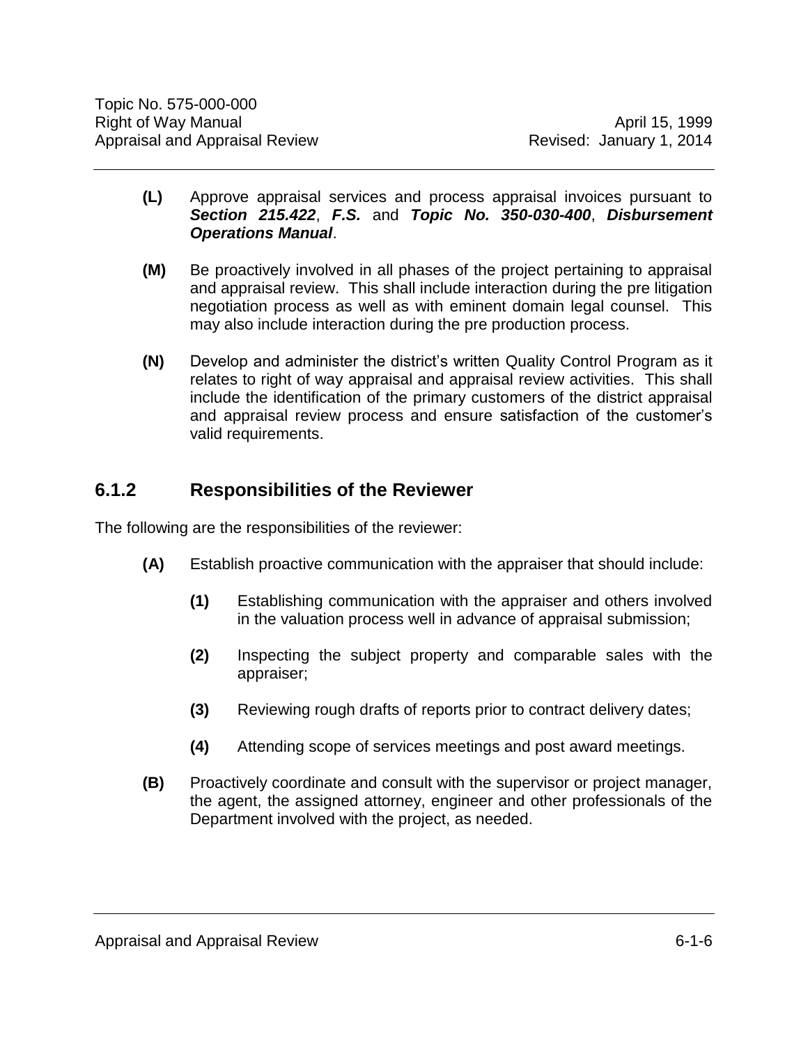**(L)** Approve appraisal services and process appraisal invoices pursuant to ***Section 215.422***, ***F.S.*** and ***Topic No. 350-030-400***, ***Disbursement Operations Manual***.

**(M)** Be proactively involved in all phases of the project pertaining to appraisal and appraisal review. This shall include interaction during the pre litigation negotiation process as well as with eminent domain legal counsel. This may also include interaction during the pre production process.

**(N)** Develop and administer the district's written Quality Control Program as it relates to right of way appraisal and appraisal review activities. This shall include the identification of the primary customers of the district appraisal and appraisal review process and ensure satisfaction of the customer's valid requirements.

## 6.1.2 Responsibilities of the Reviewer

The following are the responsibilities of the reviewer:

**(A)** Establish proactive communication with the appraiser that should include:

- **(1)** Establishing communication with the appraiser and others involved in the valuation process well in advance of appraisal submission;
- **(2)** Inspecting the subject property and comparable sales with the appraiser;
- **(3)** Reviewing rough drafts of reports prior to contract delivery dates;
- **(4)** Attending scope of services meetings and post award meetings.

**(B)** Proactively coordinate and consult with the supervisor or project manager, the agent, the assigned attorney, engineer and other professionals of the Department involved with the project, as needed.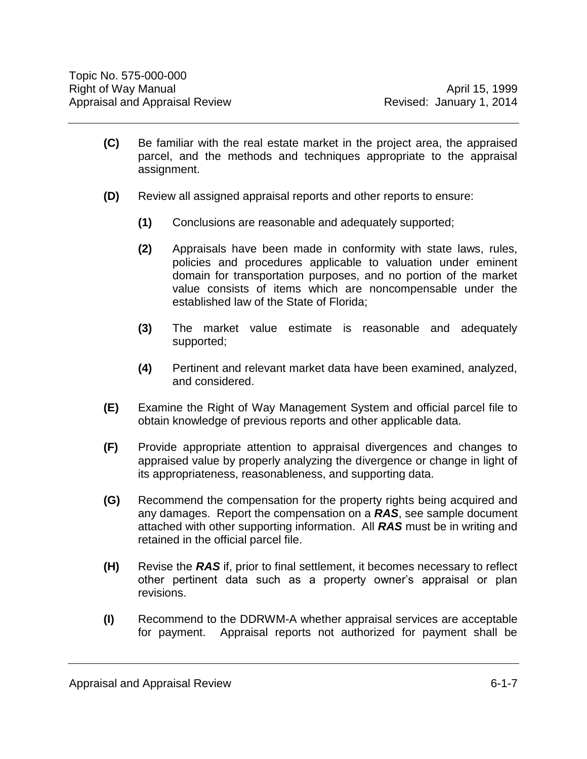**(C)** Be familiar with the real estate market in the project area, the appraised parcel, and the methods and techniques appropriate to the appraisal assignment.

**(D)** Review all assigned appraisal reports and other reports to ensure:

- **(1)** Conclusions are reasonable and adequately supported;
- **(2)** Appraisals have been made in conformity with state laws, rules, policies and procedures applicable to valuation under eminent domain for transportation purposes, and no portion of the market value consists of items which are noncompensable under the established law of the State of Florida;
- **(3)** The market value estimate is reasonable and adequately supported;
- **(4)** Pertinent and relevant market data have been examined, analyzed, and considered.

**(E)** Examine the Right of Way Management System and official parcel file to obtain knowledge of previous reports and other applicable data.

**(F)** Provide appropriate attention to appraisal divergences and changes to appraised value by properly analyzing the divergence or change in light of its appropriateness, reasonableness, and supporting data.

**(G)** Recommend the compensation for the property rights being acquired and any damages. Report the compensation on a ***RAS***, see sample document attached with other supporting information. All ***RAS*** must be in writing and retained in the official parcel file.

**(H)** Revise the ***RAS*** if, prior to final settlement, it becomes necessary to reflect other pertinent data such as a property owner's appraisal or plan revisions.

**(I)** Recommend to the DDRWM-A whether appraisal services are acceptable for payment. Appraisal reports not authorized for payment shall be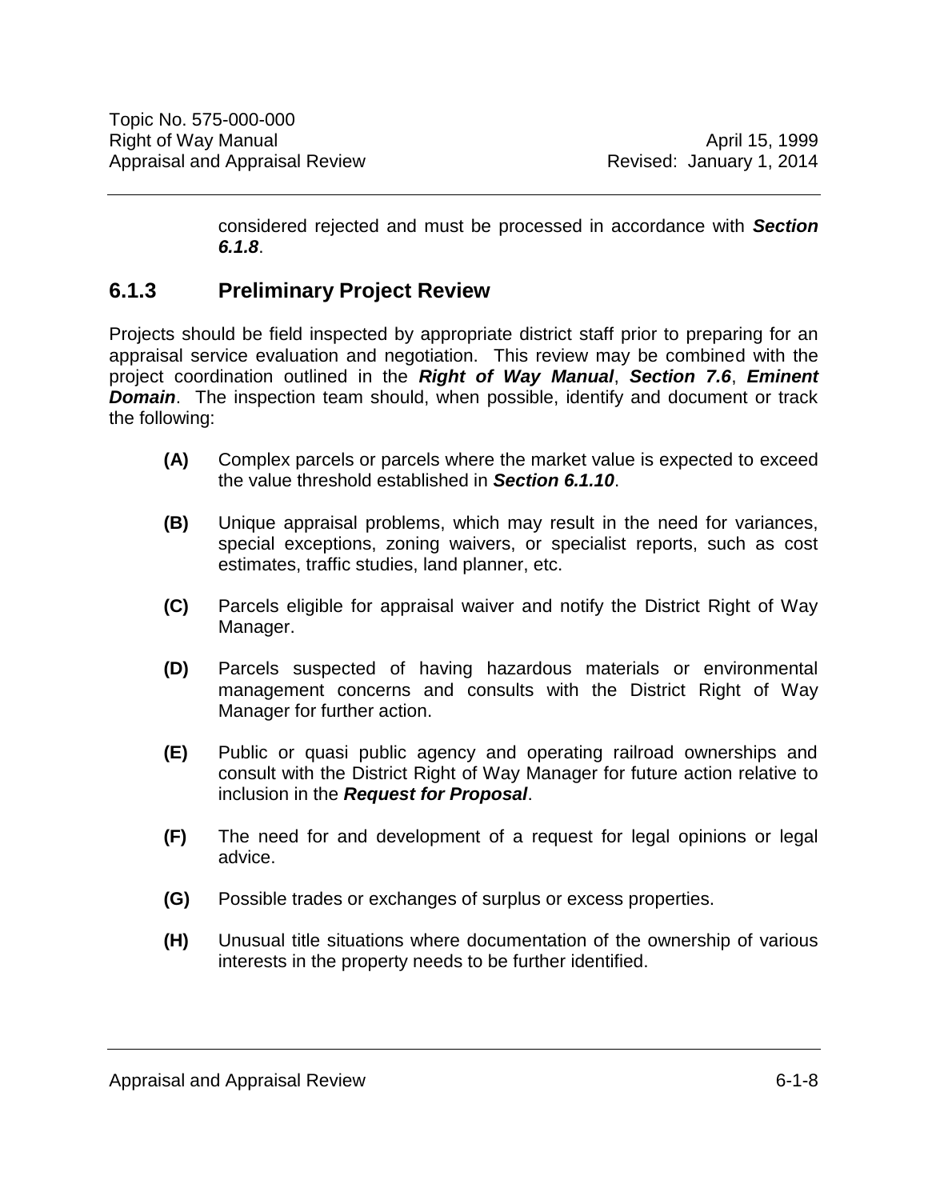considered rejected and must be processed in accordance with ***Section 6.1.8***.

### 6.1.3 Preliminary Project Review

Projects should be field inspected by appropriate district staff prior to preparing for an appraisal service evaluation and negotiation. This review may be combined with the project coordination outlined in the ***Right of Way Manual***, ***Section 7.6***, ***Eminent Domain***. The inspection team should, when possible, identify and document or track the following:

**(A)** Complex parcels or parcels where the market value is expected to exceed the value threshold established in ***Section 6.1.10***.

**(B)** Unique appraisal problems, which may result in the need for variances, special exceptions, zoning waivers, or specialist reports, such as cost estimates, traffic studies, land planner, etc.

**(C)** Parcels eligible for appraisal waiver and notify the District Right of Way Manager.

**(D)** Parcels suspected of having hazardous materials or environmental management concerns and consults with the District Right of Way Manager for further action.

**(E)** Public or quasi public agency and operating railroad ownerships and consult with the District Right of Way Manager for future action relative to inclusion in the ***Request for Proposal***.

**(F)** The need for and development of a request for legal opinions or legal advice.

**(G)** Possible trades or exchanges of surplus or excess properties.

**(H)** Unusual title situations where documentation of the ownership of various interests in the property needs to be further identified.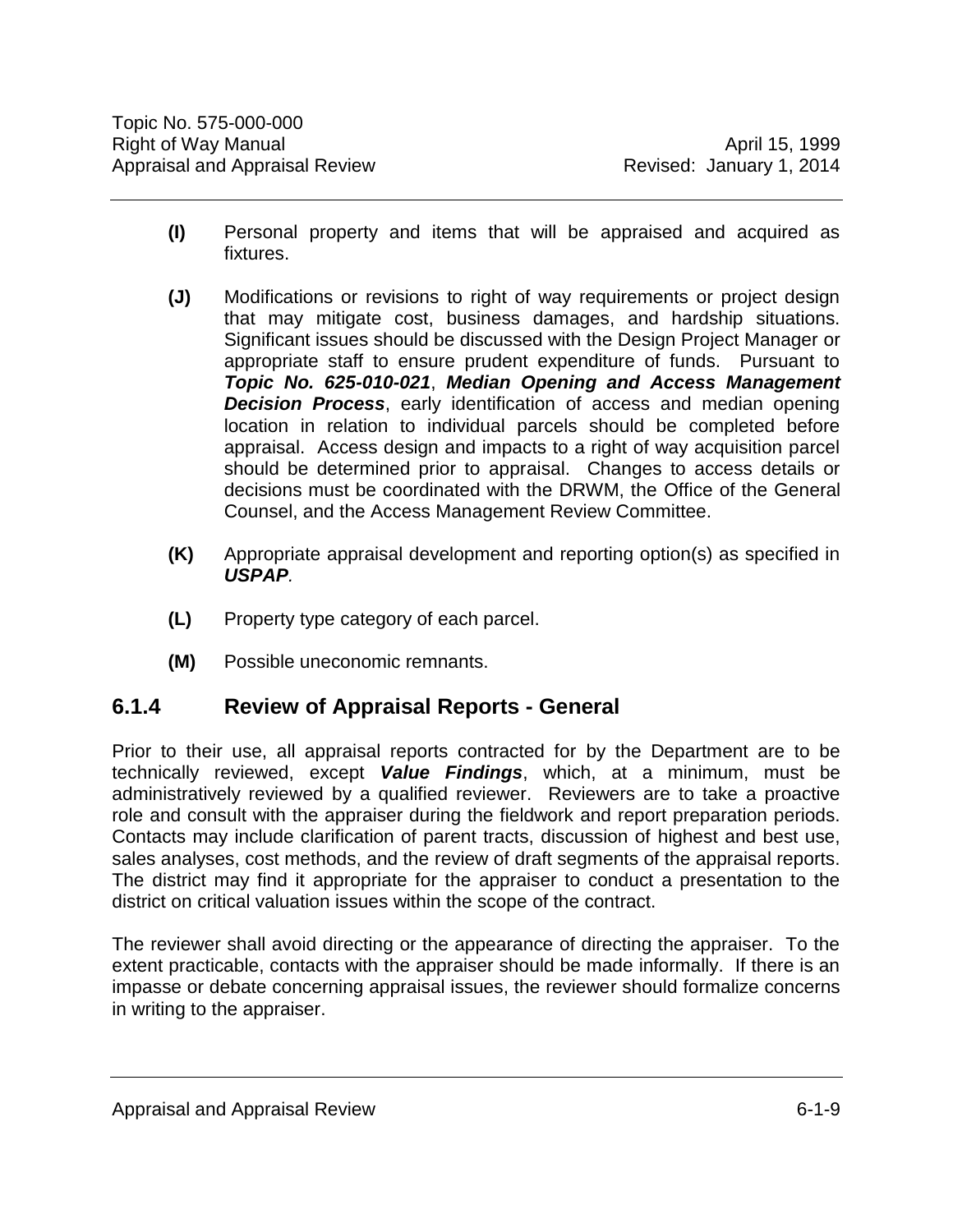**(I)** Personal property and items that will be appraised and acquired as fixtures.

**(J)** Modifications or revisions to right of way requirements or project design that may mitigate cost, business damages, and hardship situations. Significant issues should be discussed with the Design Project Manager or appropriate staff to ensure prudent expenditure of funds. Pursuant to ***Topic No. 625-010-021***, ***Median Opening and Access Management Decision Process***, early identification of access and median opening location in relation to individual parcels should be completed before appraisal. Access design and impacts to a right of way acquisition parcel should be determined prior to appraisal. Changes to access details or decisions must be coordinated with the DRWM, the Office of the General Counsel, and the Access Management Review Committee.

**(K)** Appropriate appraisal development and reporting option(s) as specified in ***USPAP****.*

**(L)** Property type category of each parcel.

**(M)** Possible uneconomic remnants.

## 6.1.4 Review of Appraisal Reports - General

Prior to their use, all appraisal reports contracted for by the Department are to be technically reviewed, except ***Value Findings***, which, at a minimum, must be administratively reviewed by a qualified reviewer. Reviewers are to take a proactive role and consult with the appraiser during the fieldwork and report preparation periods. Contacts may include clarification of parent tracts, discussion of highest and best use, sales analyses, cost methods, and the review of draft segments of the appraisal reports. The district may find it appropriate for the appraiser to conduct a presentation to the district on critical valuation issues within the scope of the contract.

The reviewer shall avoid directing or the appearance of directing the appraiser. To the extent practicable, contacts with the appraiser should be made informally. If there is an impasse or debate concerning appraisal issues, the reviewer should formalize concerns in writing to the appraiser.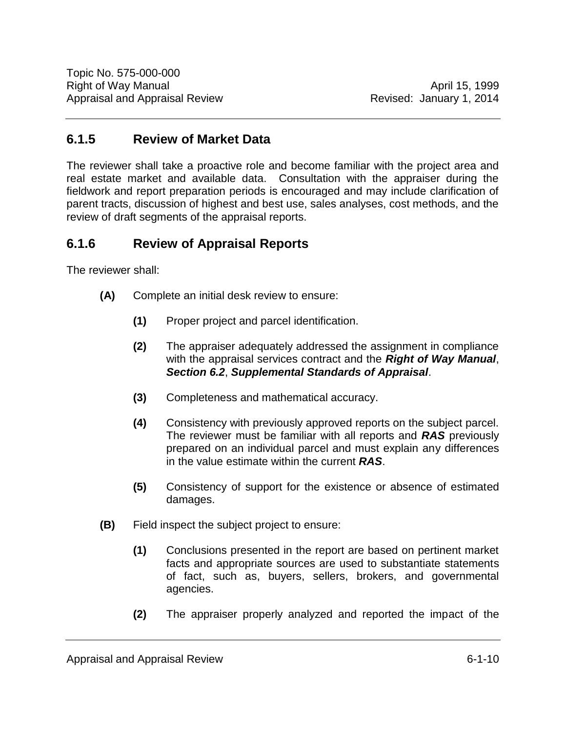## 6.1.5 Review of Market Data

The reviewer shall take a proactive role and become familiar with the project area and real estate market and available data. Consultation with the appraiser during the fieldwork and report preparation periods is encouraged and may include clarification of parent tracts, discussion of highest and best use, sales analyses, cost methods, and the review of draft segments of the appraisal reports.

## 6.1.6 Review of Appraisal Reports

The reviewer shall:

**(A)** Complete an initial desk review to ensure:

- **(1)** Proper project and parcel identification.
- **(2)** The appraiser adequately addressed the assignment in compliance with the appraisal services contract and the ***Right of Way Manual***, ***Section 6.2***, ***Supplemental Standards of Appraisal***.
- **(3)** Completeness and mathematical accuracy.
- **(4)** Consistency with previously approved reports on the subject parcel. The reviewer must be familiar with all reports and ***RAS*** previously prepared on an individual parcel and must explain any differences in the value estimate within the current ***RAS***.
- **(5)** Consistency of support for the existence or absence of estimated damages.

**(B)** Field inspect the subject project to ensure:

- **(1)** Conclusions presented in the report are based on pertinent market facts and appropriate sources are used to substantiate statements of fact, such as, buyers, sellers, brokers, and governmental agencies.
- **(2)** The appraiser properly analyzed and reported the impact of the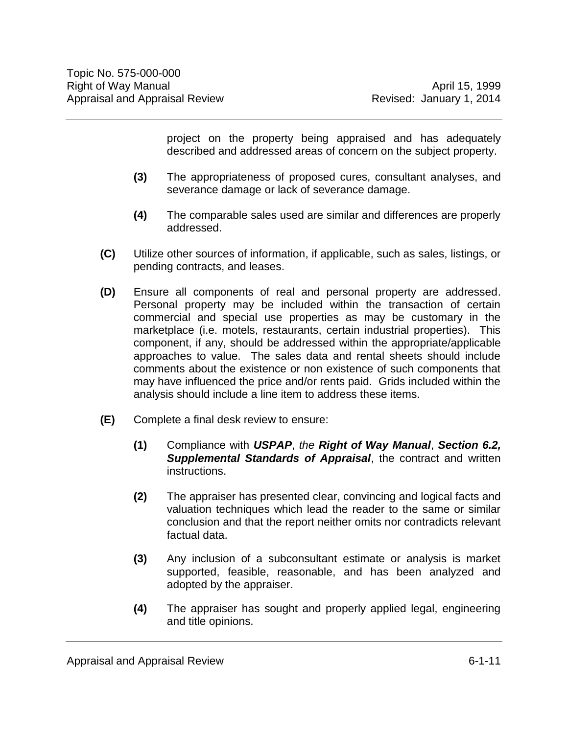project on the property being appraised and has adequately described and addressed areas of concern on the subject property.

**(3)** The appropriateness of proposed cures, consultant analyses, and severance damage or lack of severance damage.

**(4)** The comparable sales used are similar and differences are properly addressed.

**(C)** Utilize other sources of information, if applicable, such as sales, listings, or pending contracts, and leases.

**(D)** Ensure all components of real and personal property are addressed. Personal property may be included within the transaction of certain commercial and special use properties as may be customary in the marketplace (i.e. motels, restaurants, certain industrial properties). This component, if any, should be addressed within the appropriate/applicable approaches to value. The sales data and rental sheets should include comments about the existence or non existence of such components that may have influenced the price and/or rents paid. Grids included within the analysis should include a line item to address these items.

**(E)** Complete a final desk review to ensure:

**(1)** Compliance with ***USPAP***, *the* ***Right of Way Manual***, ***Section 6.2, Supplemental Standards of Appraisal***, the contract and written instructions.

**(2)** The appraiser has presented clear, convincing and logical facts and valuation techniques which lead the reader to the same or similar conclusion and that the report neither omits nor contradicts relevant factual data.

**(3)** Any inclusion of a subconsultant estimate or analysis is market supported, feasible, reasonable, and has been analyzed and adopted by the appraiser.

**(4)** The appraiser has sought and properly applied legal, engineering and title opinions.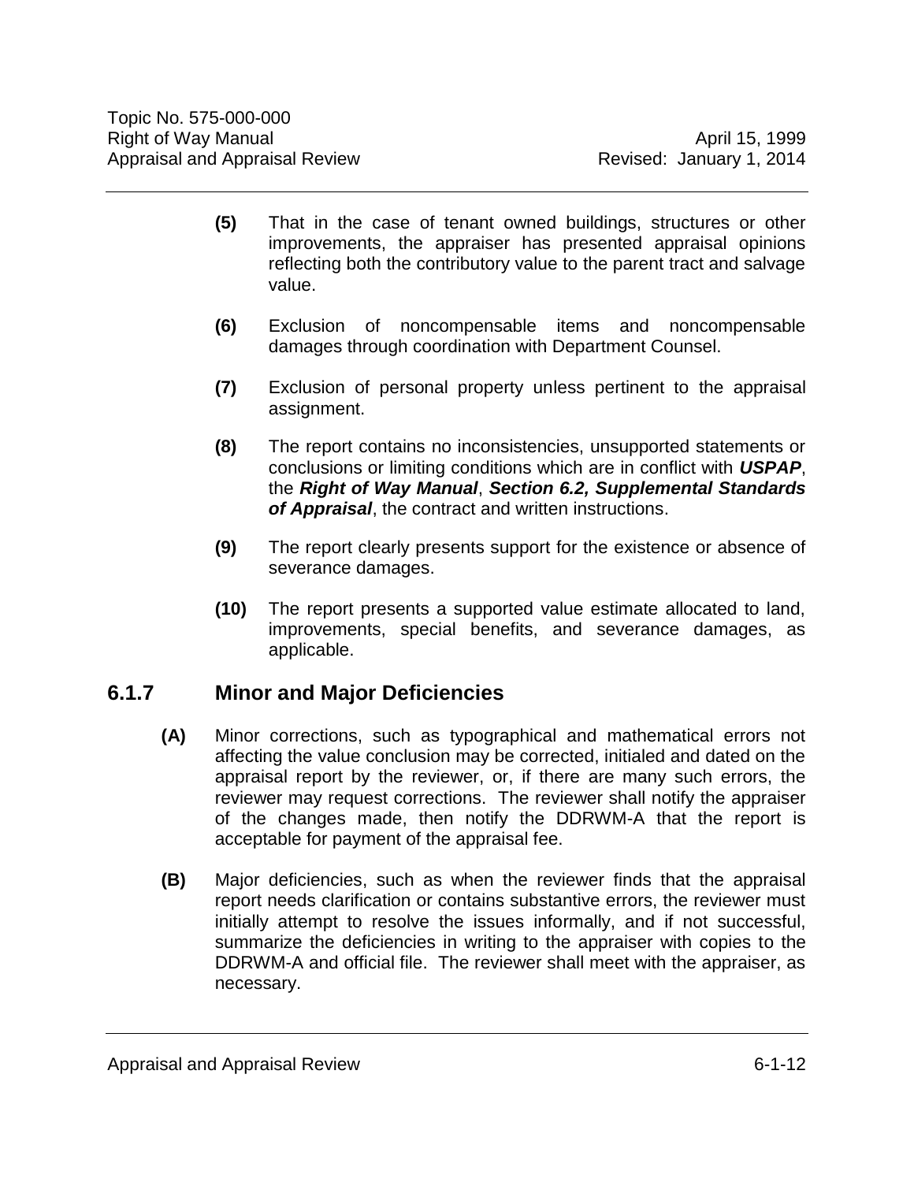**(5)** That in the case of tenant owned buildings, structures or other improvements, the appraiser has presented appraisal opinions reflecting both the contributory value to the parent tract and salvage value.

**(6)** Exclusion of noncompensable items and noncompensable damages through coordination with Department Counsel.

**(7)** Exclusion of personal property unless pertinent to the appraisal assignment.

**(8)** The report contains no inconsistencies, unsupported statements or conclusions or limiting conditions which are in conflict with ***USPAP***, the ***Right of Way Manual***, ***Section 6.2, Supplemental Standards of Appraisal***, the contract and written instructions.

**(9)** The report clearly presents support for the existence or absence of severance damages.

**(10)** The report presents a supported value estimate allocated to land, improvements, special benefits, and severance damages, as applicable.

## 6.1.7 Minor and Major Deficiencies

**(A)** Minor corrections, such as typographical and mathematical errors not affecting the value conclusion may be corrected, initialed and dated on the appraisal report by the reviewer, or, if there are many such errors, the reviewer may request corrections. The reviewer shall notify the appraiser of the changes made, then notify the DDRWM-A that the report is acceptable for payment of the appraisal fee.

**(B)** Major deficiencies, such as when the reviewer finds that the appraisal report needs clarification or contains substantive errors, the reviewer must initially attempt to resolve the issues informally, and if not successful, summarize the deficiencies in writing to the appraiser with copies to the DDRWM-A and official file. The reviewer shall meet with the appraiser, as necessary.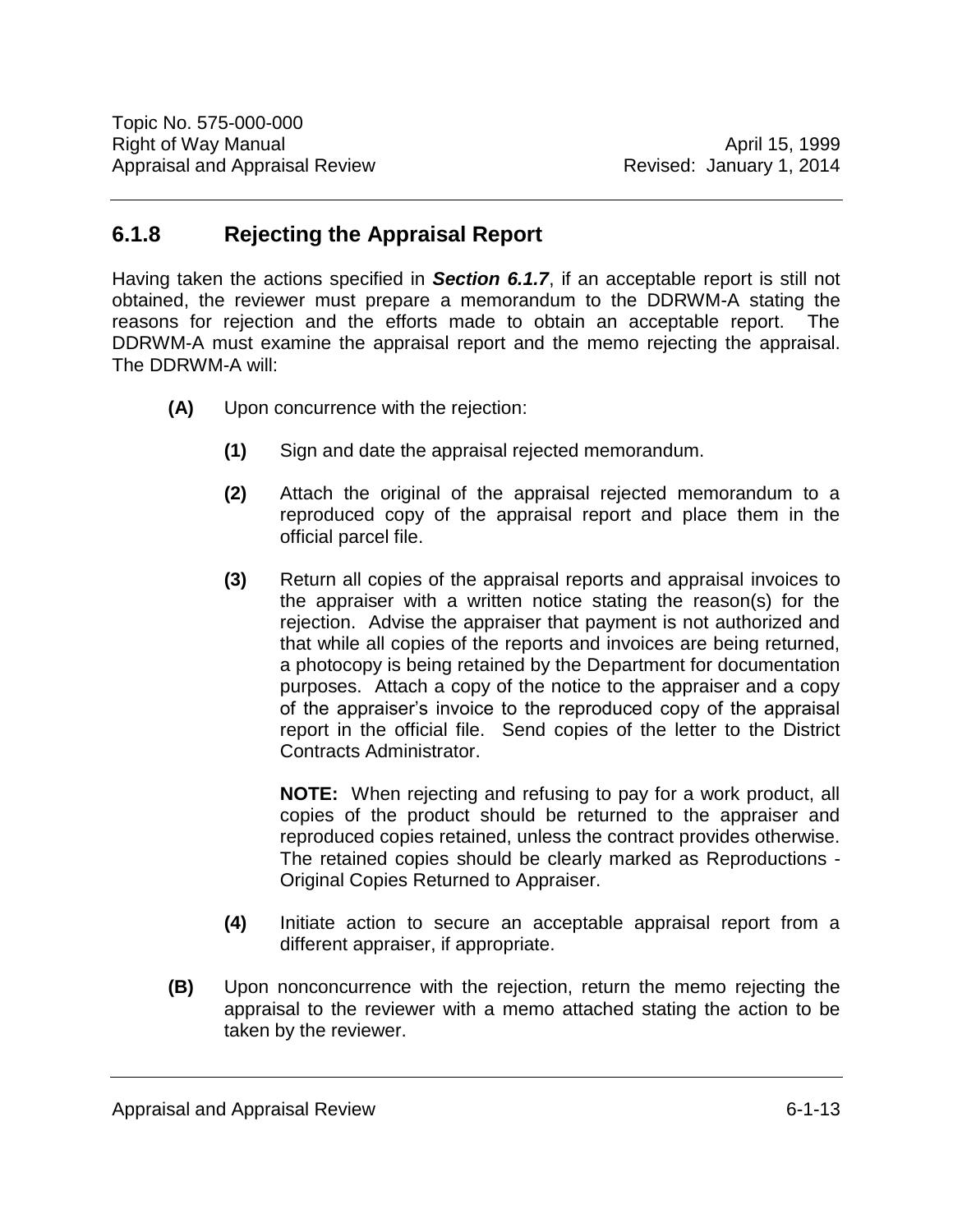## 6.1.8 Rejecting the Appraisal Report

Having taken the actions specified in ***Section 6.1.7***, if an acceptable report is still not obtained, the reviewer must prepare a memorandum to the DDRWM-A stating the reasons for rejection and the efforts made to obtain an acceptable report. The DDRWM-A must examine the appraisal report and the memo rejecting the appraisal. The DDRWM-A will:

**(A)** Upon concurrence with the rejection:

**(1)** Sign and date the appraisal rejected memorandum.

**(2)** Attach the original of the appraisal rejected memorandum to a reproduced copy of the appraisal report and place them in the official parcel file.

**(3)** Return all copies of the appraisal reports and appraisal invoices to the appraiser with a written notice stating the reason(s) for the rejection. Advise the appraiser that payment is not authorized and that while all copies of the reports and invoices are being returned, a photocopy is being retained by the Department for documentation purposes. Attach a copy of the notice to the appraiser and a copy of the appraiser's invoice to the reproduced copy of the appraisal report in the official file. Send copies of the letter to the District Contracts Administrator.

**NOTE:** When rejecting and refusing to pay for a work product, all copies of the product should be returned to the appraiser and reproduced copies retained, unless the contract provides otherwise. The retained copies should be clearly marked as Reproductions - Original Copies Returned to Appraiser.

**(4)** Initiate action to secure an acceptable appraisal report from a different appraiser, if appropriate.

**(B)** Upon nonconcurrence with the rejection, return the memo rejecting the appraisal to the reviewer with a memo attached stating the action to be taken by the reviewer.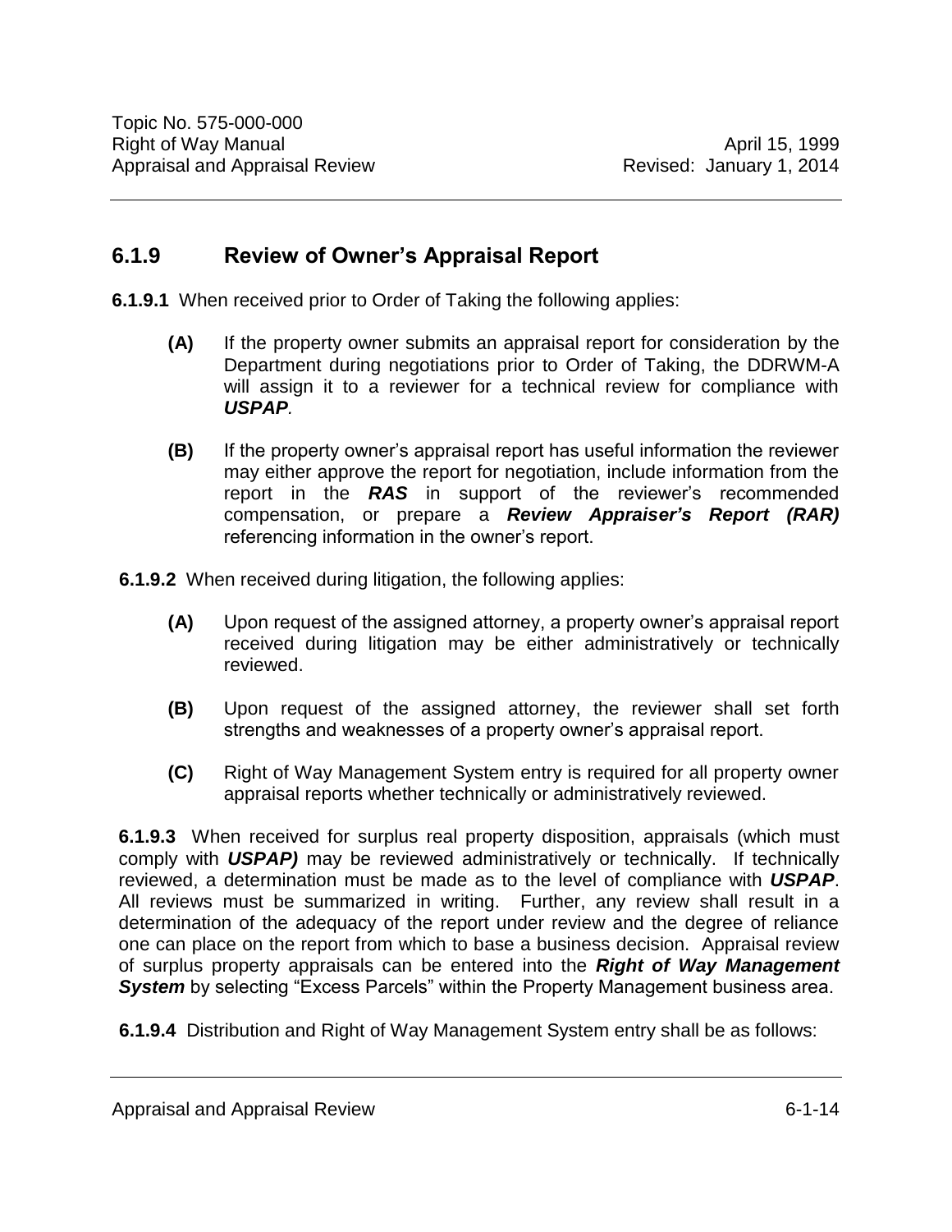## 6.1.9 Review of Owner's Appraisal Report

**6.1.9.1** When received prior to Order of Taking the following applies:

**(A)** If the property owner submits an appraisal report for consideration by the Department during negotiations prior to Order of Taking, the DDRWM-A will assign it to a reviewer for a technical review for compliance with ***USPAP****.*

**(B)** If the property owner's appraisal report has useful information the reviewer may either approve the report for negotiation, include information from the report in the ***RAS*** in support of the reviewer's recommended compensation, or prepare a ***Review Appraiser's Report (RAR)*** referencing information in the owner's report.

**6.1.9.2** When received during litigation, the following applies:

**(A)** Upon request of the assigned attorney, a property owner's appraisal report received during litigation may be either administratively or technically reviewed.

**(B)** Upon request of the assigned attorney, the reviewer shall set forth strengths and weaknesses of a property owner's appraisal report.

**(C)** Right of Way Management System entry is required for all property owner appraisal reports whether technically or administratively reviewed.

**6.1.9.3** When received for surplus real property disposition, appraisals (which must comply with ***USPAP)*** may be reviewed administratively or technically. If technically reviewed, a determination must be made as to the level of compliance with ***USPAP***. All reviews must be summarized in writing. Further, any review shall result in a determination of the adequacy of the report under review and the degree of reliance one can place on the report from which to base a business decision. Appraisal review of surplus property appraisals can be entered into the ***Right of Way Management System*** by selecting "Excess Parcels" within the Property Management business area.

**6.1.9.4** Distribution and Right of Way Management System entry shall be as follows: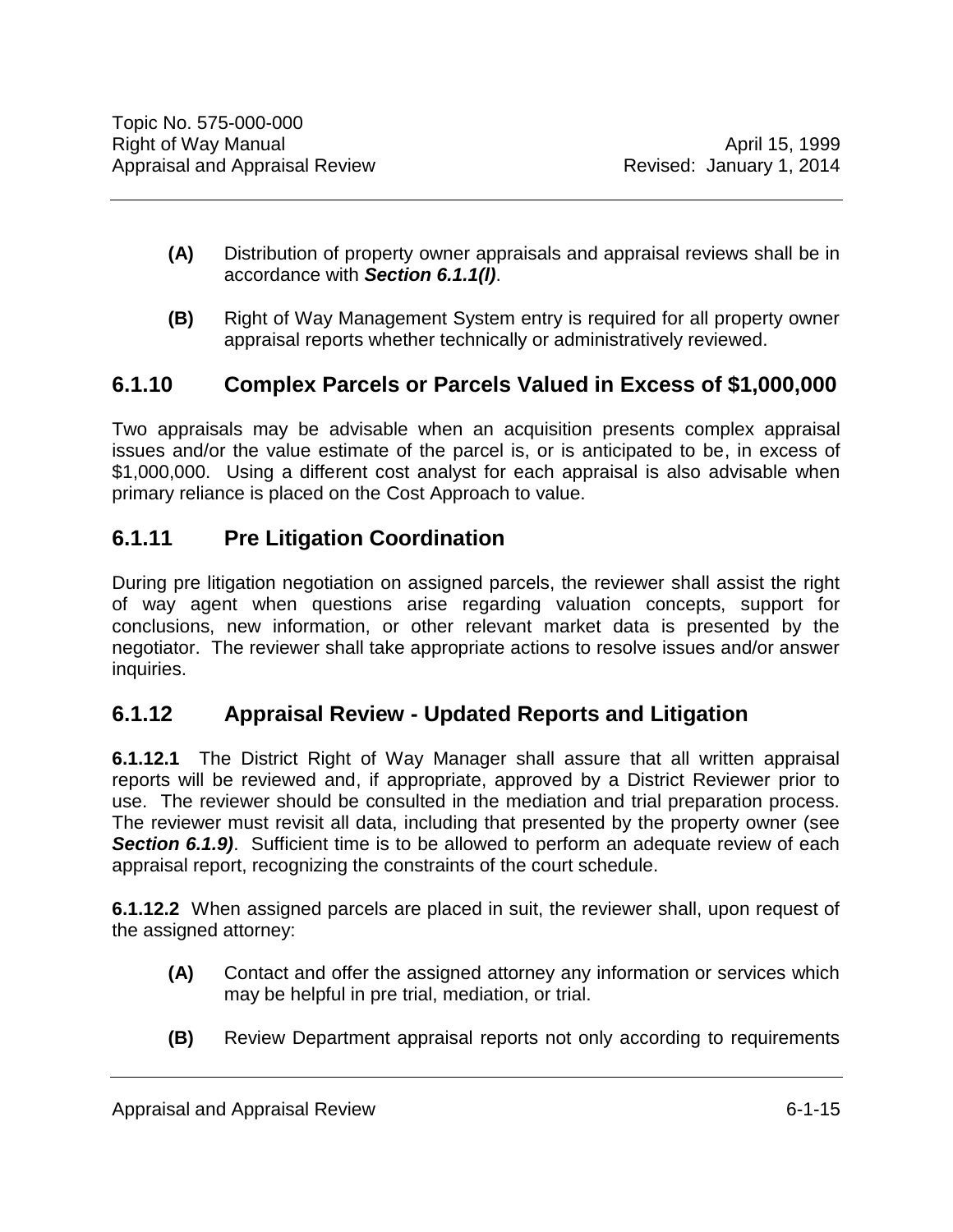**(A)** Distribution of property owner appraisals and appraisal reviews shall be in accordance with ***Section 6.1.1(l)***.

**(B)** Right of Way Management System entry is required for all property owner appraisal reports whether technically or administratively reviewed.

## 6.1.10 Complex Parcels or Parcels Valued in Excess of $1,000,000

Two appraisals may be advisable when an acquisition presents complex appraisal issues and/or the value estimate of the parcel is, or is anticipated to be, in excess of $1,000,000. Using a different cost analyst for each appraisal is also advisable when primary reliance is placed on the Cost Approach to value.

## 6.1.11 Pre Litigation Coordination

During pre litigation negotiation on assigned parcels, the reviewer shall assist the right of way agent when questions arise regarding valuation concepts, support for conclusions, new information, or other relevant market data is presented by the negotiator. The reviewer shall take appropriate actions to resolve issues and/or answer inquiries.

## 6.1.12 Appraisal Review - Updated Reports and Litigation

**6.1.12.1** The District Right of Way Manager shall assure that all written appraisal reports will be reviewed and, if appropriate, approved by a District Reviewer prior to use. The reviewer should be consulted in the mediation and trial preparation process. The reviewer must revisit all data, including that presented by the property owner (see ***Section 6.1.9)***. Sufficient time is to be allowed to perform an adequate review of each appraisal report, recognizing the constraints of the court schedule.

**6.1.12.2** When assigned parcels are placed in suit, the reviewer shall, upon request of the assigned attorney:

**(A)** Contact and offer the assigned attorney any information or services which may be helpful in pre trial, mediation, or trial.

**(B)** Review Department appraisal reports not only according to requirements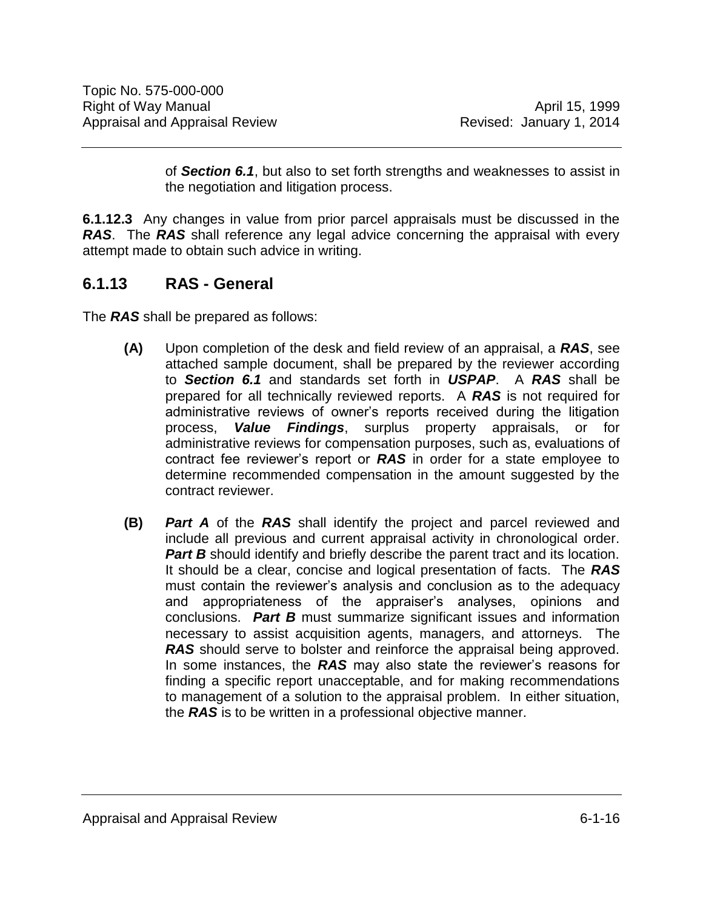of ***Section 6.1***, but also to set forth strengths and weaknesses to assist in the negotiation and litigation process.

**6.1.12.3** Any changes in value from prior parcel appraisals must be discussed in the ***RAS***. The ***RAS*** shall reference any legal advice concerning the appraisal with every attempt made to obtain such advice in writing.

## 6.1.13 RAS - General

The ***RAS*** shall be prepared as follows:

**(A)** Upon completion of the desk and field review of an appraisal, a ***RAS***, see attached sample document, shall be prepared by the reviewer according to ***Section 6.1*** and standards set forth in ***USPAP***. A ***RAS*** shall be prepared for all technically reviewed reports. A ***RAS*** is not required for administrative reviews of owner's reports received during the litigation process, ***Value Findings***, surplus property appraisals, or for administrative reviews for compensation purposes, such as, evaluations of contract fee reviewer's report or ***RAS*** in order for a state employee to determine recommended compensation in the amount suggested by the contract reviewer.

**(B)** ***Part A*** of the ***RAS*** shall identify the project and parcel reviewed and include all previous and current appraisal activity in chronological order. ***Part B*** should identify and briefly describe the parent tract and its location. It should be a clear, concise and logical presentation of facts. The ***RAS*** must contain the reviewer's analysis and conclusion as to the adequacy and appropriateness of the appraiser's analyses, opinions and conclusions. ***Part B*** must summarize significant issues and information necessary to assist acquisition agents, managers, and attorneys. The ***RAS*** should serve to bolster and reinforce the appraisal being approved. In some instances, the ***RAS*** may also state the reviewer's reasons for finding a specific report unacceptable, and for making recommendations to management of a solution to the appraisal problem. In either situation, the ***RAS*** is to be written in a professional objective manner.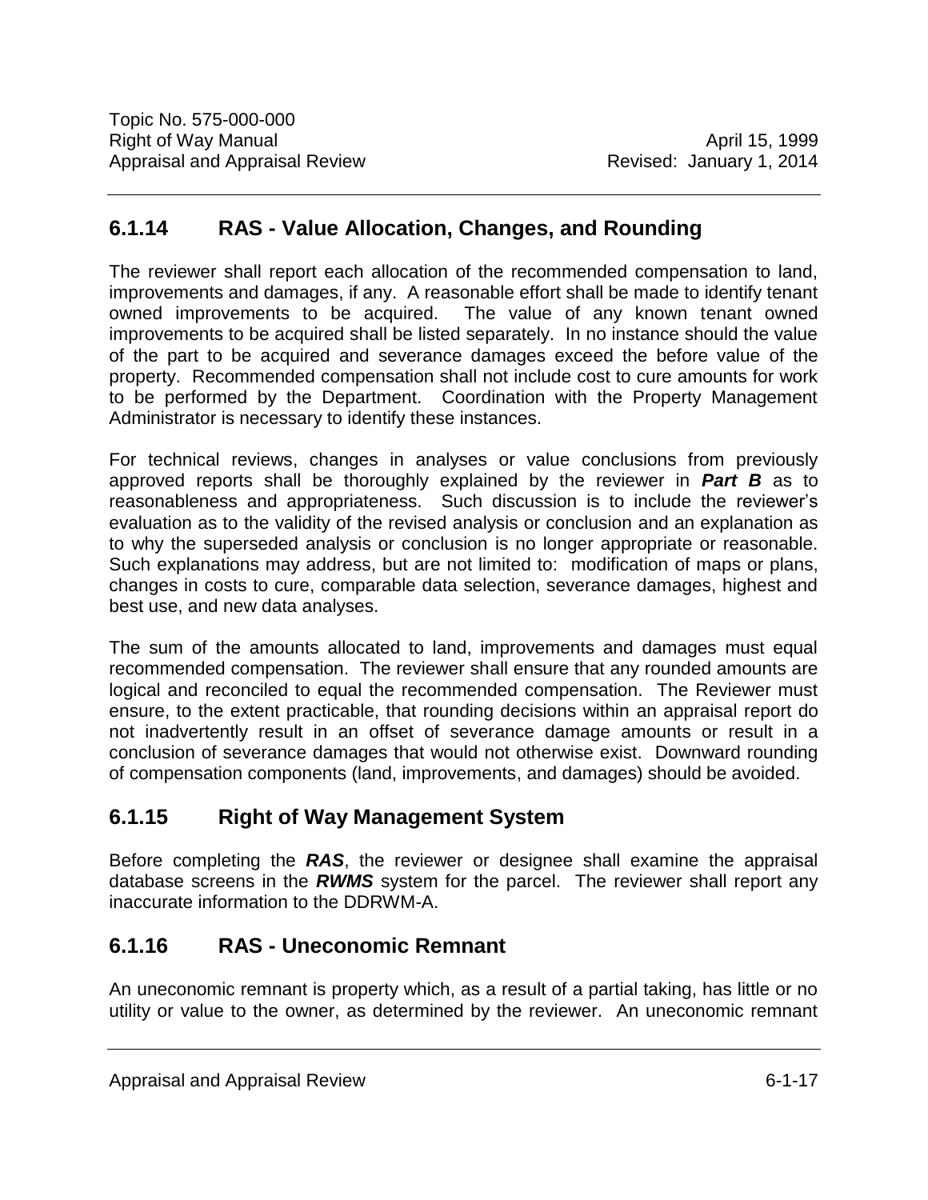## 6.1.14 RAS - Value Allocation, Changes, and Rounding

The reviewer shall report each allocation of the recommended compensation to land, improvements and damages, if any. A reasonable effort shall be made to identify tenant owned improvements to be acquired. The value of any known tenant owned improvements to be acquired shall be listed separately. In no instance should the value of the part to be acquired and severance damages exceed the before value of the property. Recommended compensation shall not include cost to cure amounts for work to be performed by the Department. Coordination with the Property Management Administrator is necessary to identify these instances.

For technical reviews, changes in analyses or value conclusions from previously approved reports shall be thoroughly explained by the reviewer in ***Part B*** as to reasonableness and appropriateness. Such discussion is to include the reviewer's evaluation as to the validity of the revised analysis or conclusion and an explanation as to why the superseded analysis or conclusion is no longer appropriate or reasonable. Such explanations may address, but are not limited to: modification of maps or plans, changes in costs to cure, comparable data selection, severance damages, highest and best use, and new data analyses.

The sum of the amounts allocated to land, improvements and damages must equal recommended compensation. The reviewer shall ensure that any rounded amounts are logical and reconciled to equal the recommended compensation. The Reviewer must ensure, to the extent practicable, that rounding decisions within an appraisal report do not inadvertently result in an offset of severance damage amounts or result in a conclusion of severance damages that would not otherwise exist. Downward rounding of compensation components (land, improvements, and damages) should be avoided.

## 6.1.15 Right of Way Management System

Before completing the ***RAS***, the reviewer or designee shall examine the appraisal database screens in the ***RWMS*** system for the parcel. The reviewer shall report any inaccurate information to the DDRWM-A.

## 6.1.16 RAS - Uneconomic Remnant

An uneconomic remnant is property which, as a result of a partial taking, has little or no utility or value to the owner, as determined by the reviewer. An uneconomic remnant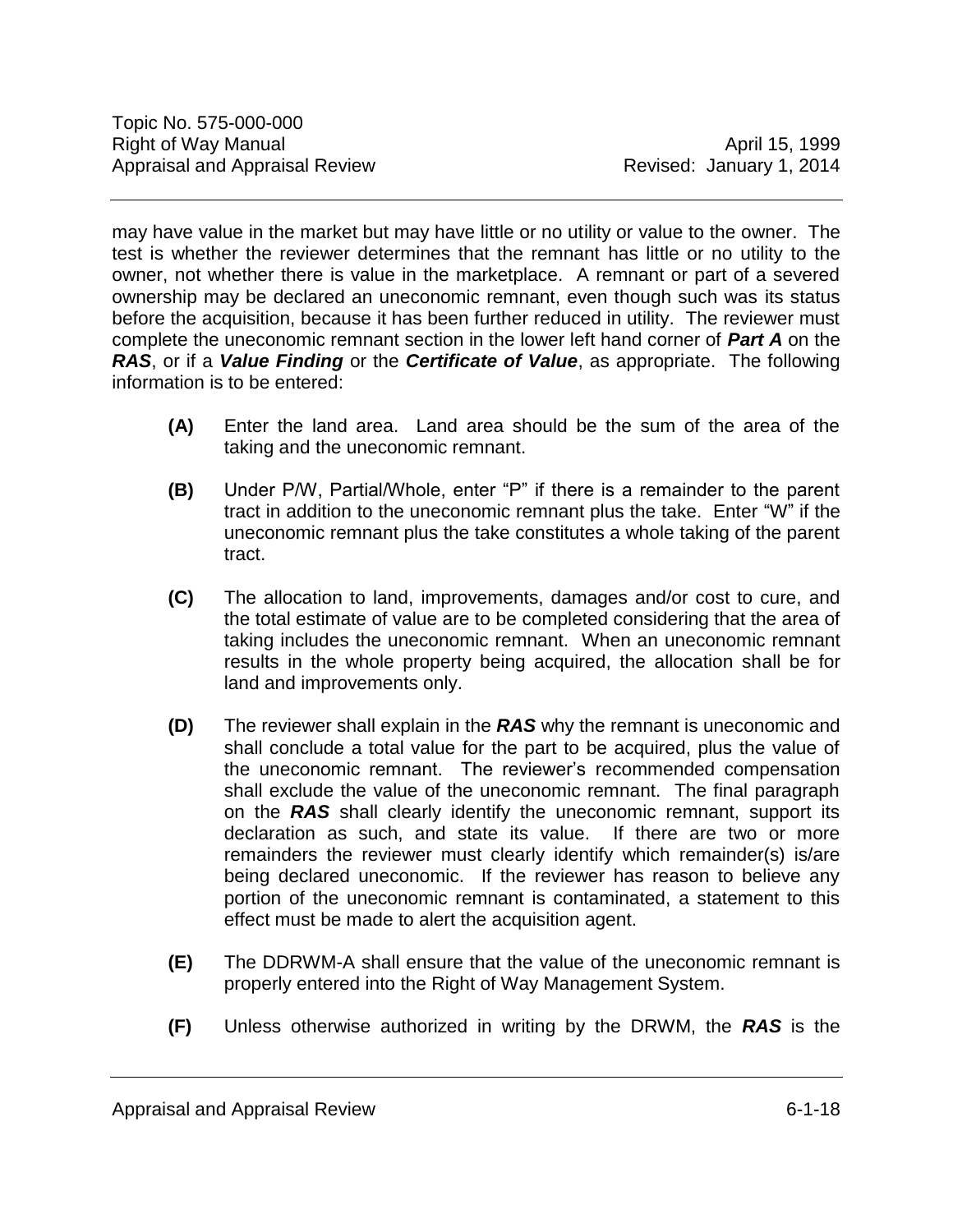may have value in the market but may have little or no utility or value to the owner. The test is whether the reviewer determines that the remnant has little or no utility to the owner, not whether there is value in the marketplace. A remnant or part of a severed ownership may be declared an uneconomic remnant, even though such was its status before the acquisition, because it has been further reduced in utility. The reviewer must complete the uneconomic remnant section in the lower left hand corner of ***Part A*** on the ***RAS***, or if a ***Value Finding*** or the ***Certificate of Value***, as appropriate. The following information is to be entered:

**(A)** Enter the land area. Land area should be the sum of the area of the taking and the uneconomic remnant.

**(B)** Under P/W, Partial/Whole, enter "P" if there is a remainder to the parent tract in addition to the uneconomic remnant plus the take. Enter "W" if the uneconomic remnant plus the take constitutes a whole taking of the parent tract.

**(C)** The allocation to land, improvements, damages and/or cost to cure, and the total estimate of value are to be completed considering that the area of taking includes the uneconomic remnant. When an uneconomic remnant results in the whole property being acquired, the allocation shall be for land and improvements only.

**(D)** The reviewer shall explain in the ***RAS*** why the remnant is uneconomic and shall conclude a total value for the part to be acquired, plus the value of the uneconomic remnant. The reviewer's recommended compensation shall exclude the value of the uneconomic remnant. The final paragraph on the ***RAS*** shall clearly identify the uneconomic remnant, support its declaration as such, and state its value. If there are two or more remainders the reviewer must clearly identify which remainder(s) is/are being declared uneconomic. If the reviewer has reason to believe any portion of the uneconomic remnant is contaminated, a statement to this effect must be made to alert the acquisition agent.

**(E)** The DDRWM-A shall ensure that the value of the uneconomic remnant is properly entered into the Right of Way Management System.

**(F)** Unless otherwise authorized in writing by the DRWM, the ***RAS*** is the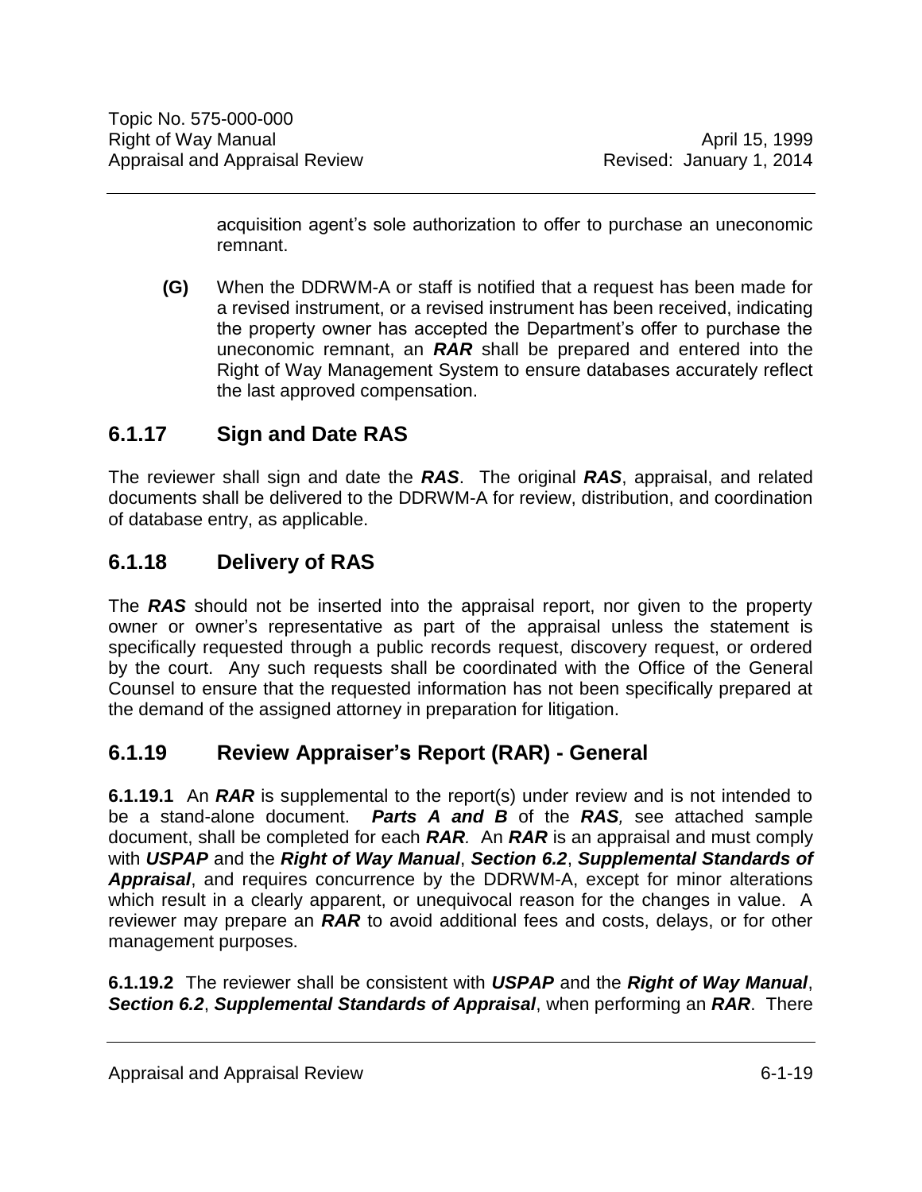acquisition agent's sole authorization to offer to purchase an uneconomic remnant.

**(G)** When the DDRWM-A or staff is notified that a request has been made for a revised instrument, or a revised instrument has been received, indicating the property owner has accepted the Department's offer to purchase the uneconomic remnant, an ***RAR*** shall be prepared and entered into the Right of Way Management System to ensure databases accurately reflect the last approved compensation.

## 6.1.17 Sign and Date RAS

The reviewer shall sign and date the ***RAS***. The original ***RAS***, appraisal, and related documents shall be delivered to the DDRWM-A for review, distribution, and coordination of database entry, as applicable.

## 6.1.18 Delivery of RAS

The ***RAS*** should not be inserted into the appraisal report, nor given to the property owner or owner's representative as part of the appraisal unless the statement is specifically requested through a public records request, discovery request, or ordered by the court. Any such requests shall be coordinated with the Office of the General Counsel to ensure that the requested information has not been specifically prepared at the demand of the assigned attorney in preparation for litigation.

## 6.1.19 Review Appraiser's Report (RAR) - General

**6.1.19.1** An ***RAR*** is supplemental to the report(s) under review and is not intended to be a stand-alone document. ***Parts A and B*** of the ***RAS***, see attached sample document, shall be completed for each ***RAR***. An ***RAR*** is an appraisal and must comply with ***USPAP*** and the ***Right of Way Manual***, ***Section 6.2***, ***Supplemental Standards of Appraisal***, and requires concurrence by the DDRWM-A, except for minor alterations which result in a clearly apparent, or unequivocal reason for the changes in value. A reviewer may prepare an ***RAR*** to avoid additional fees and costs, delays, or for other management purposes.

**6.1.19.2** The reviewer shall be consistent with ***USPAP*** and the ***Right of Way Manual***, ***Section 6.2***, ***Supplemental Standards of Appraisal***, when performing an ***RAR***. There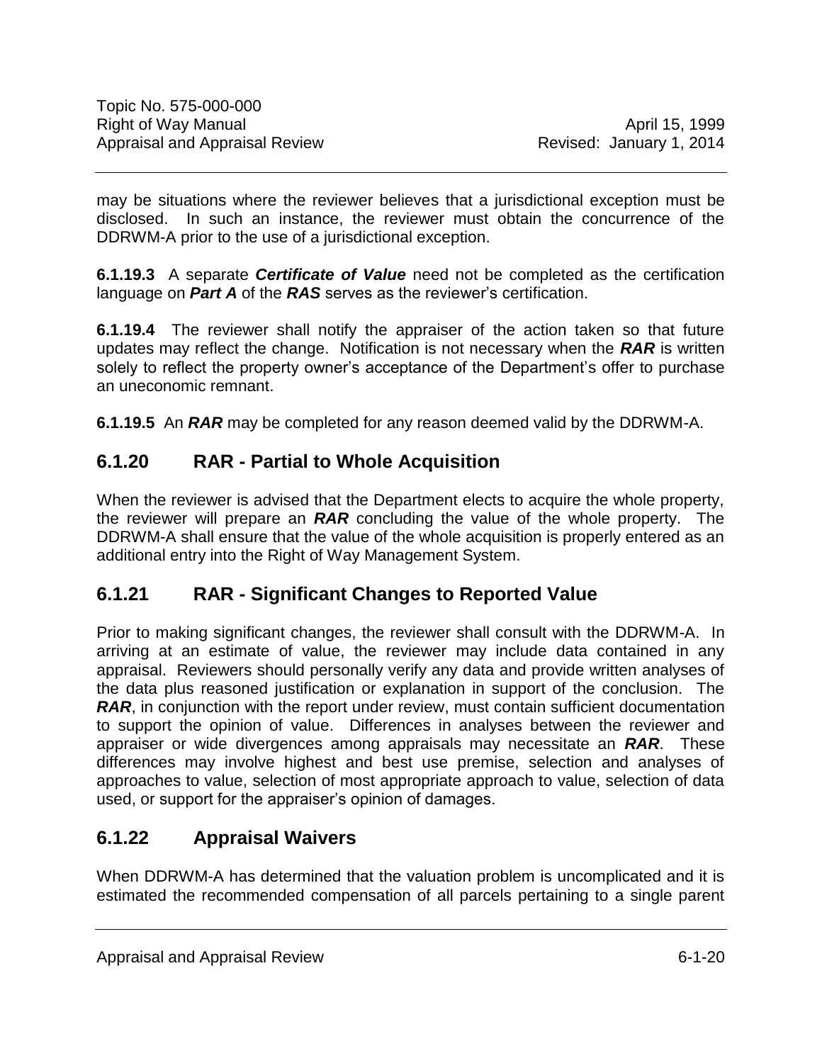may be situations where the reviewer believes that a jurisdictional exception must be disclosed. In such an instance, the reviewer must obtain the concurrence of the DDRWM-A prior to the use of a jurisdictional exception.

**6.1.19.3** A separate ***Certificate of Value*** need not be completed as the certification language on ***Part A*** of the ***RAS*** serves as the reviewer's certification.

**6.1.19.4** The reviewer shall notify the appraiser of the action taken so that future updates may reflect the change. Notification is not necessary when the ***RAR*** is written solely to reflect the property owner's acceptance of the Department's offer to purchase an uneconomic remnant.

**6.1.19.5** An ***RAR*** may be completed for any reason deemed valid by the DDRWM-A.

## 6.1.20 RAR - Partial to Whole Acquisition

When the reviewer is advised that the Department elects to acquire the whole property, the reviewer will prepare an ***RAR*** concluding the value of the whole property. The DDRWM-A shall ensure that the value of the whole acquisition is properly entered as an additional entry into the Right of Way Management System.

## 6.1.21 RAR - Significant Changes to Reported Value

Prior to making significant changes, the reviewer shall consult with the DDRWM-A. In arriving at an estimate of value, the reviewer may include data contained in any appraisal. Reviewers should personally verify any data and provide written analyses of the data plus reasoned justification or explanation in support of the conclusion. The ***RAR***, in conjunction with the report under review, must contain sufficient documentation to support the opinion of value. Differences in analyses between the reviewer and appraiser or wide divergences among appraisals may necessitate an ***RAR***. These differences may involve highest and best use premise, selection and analyses of approaches to value, selection of most appropriate approach to value, selection of data used, or support for the appraiser's opinion of damages.

## 6.1.22 Appraisal Waivers

When DDRWM-A has determined that the valuation problem is uncomplicated and it is estimated the recommended compensation of all parcels pertaining to a single parent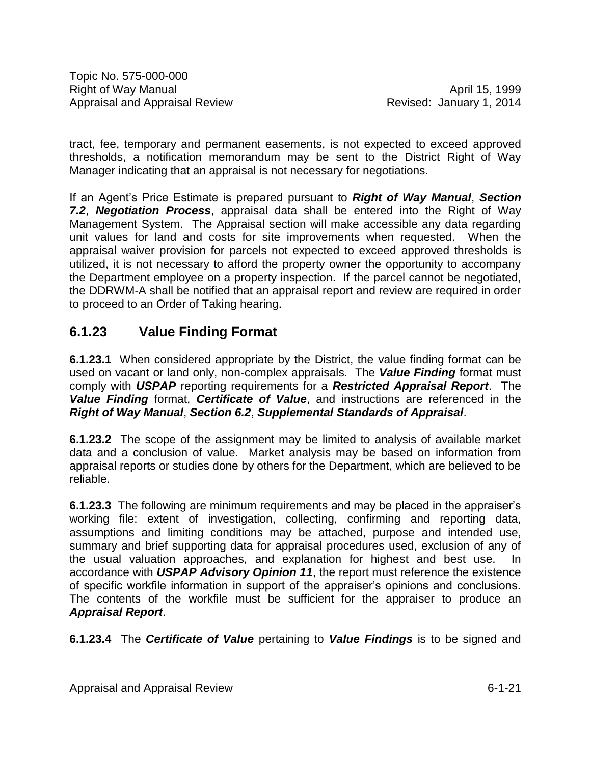tract, fee, temporary and permanent easements, is not expected to exceed approved thresholds, a notification memorandum may be sent to the District Right of Way Manager indicating that an appraisal is not necessary for negotiations.

If an Agent's Price Estimate is prepared pursuant to ***Right of Way Manual***, ***Section 7.2***, ***Negotiation Process***, appraisal data shall be entered into the Right of Way Management System. The Appraisal section will make accessible any data regarding unit values for land and costs for site improvements when requested. When the appraisal waiver provision for parcels not expected to exceed approved thresholds is utilized, it is not necessary to afford the property owner the opportunity to accompany the Department employee on a property inspection. If the parcel cannot be negotiated, the DDRWM-A shall be notified that an appraisal report and review are required in order to proceed to an Order of Taking hearing.

## 6.1.23 Value Finding Format

**6.1.23.1** When considered appropriate by the District, the value finding format can be used on vacant or land only, non-complex appraisals. The ***Value Finding*** format must comply with ***USPAP*** reporting requirements for a ***Restricted Appraisal Report***. The ***Value Finding*** format, ***Certificate of Value***, and instructions are referenced in the ***Right of Way Manual***, ***Section 6.2***, ***Supplemental Standards of Appraisal***.

**6.1.23.2** The scope of the assignment may be limited to analysis of available market data and a conclusion of value. Market analysis may be based on information from appraisal reports or studies done by others for the Department, which are believed to be reliable.

**6.1.23.3** The following are minimum requirements and may be placed in the appraiser's working file: extent of investigation, collecting, confirming and reporting data, assumptions and limiting conditions may be attached, purpose and intended use, summary and brief supporting data for appraisal procedures used, exclusion of any of the usual valuation approaches, and explanation for highest and best use. In accordance with ***USPAP Advisory Opinion 11***, the report must reference the existence of specific workfile information in support of the appraiser's opinions and conclusions. The contents of the workfile must be sufficient for the appraiser to produce an ***Appraisal Report***.

**6.1.23.4** The ***Certificate of Value*** pertaining to ***Value Findings*** is to be signed and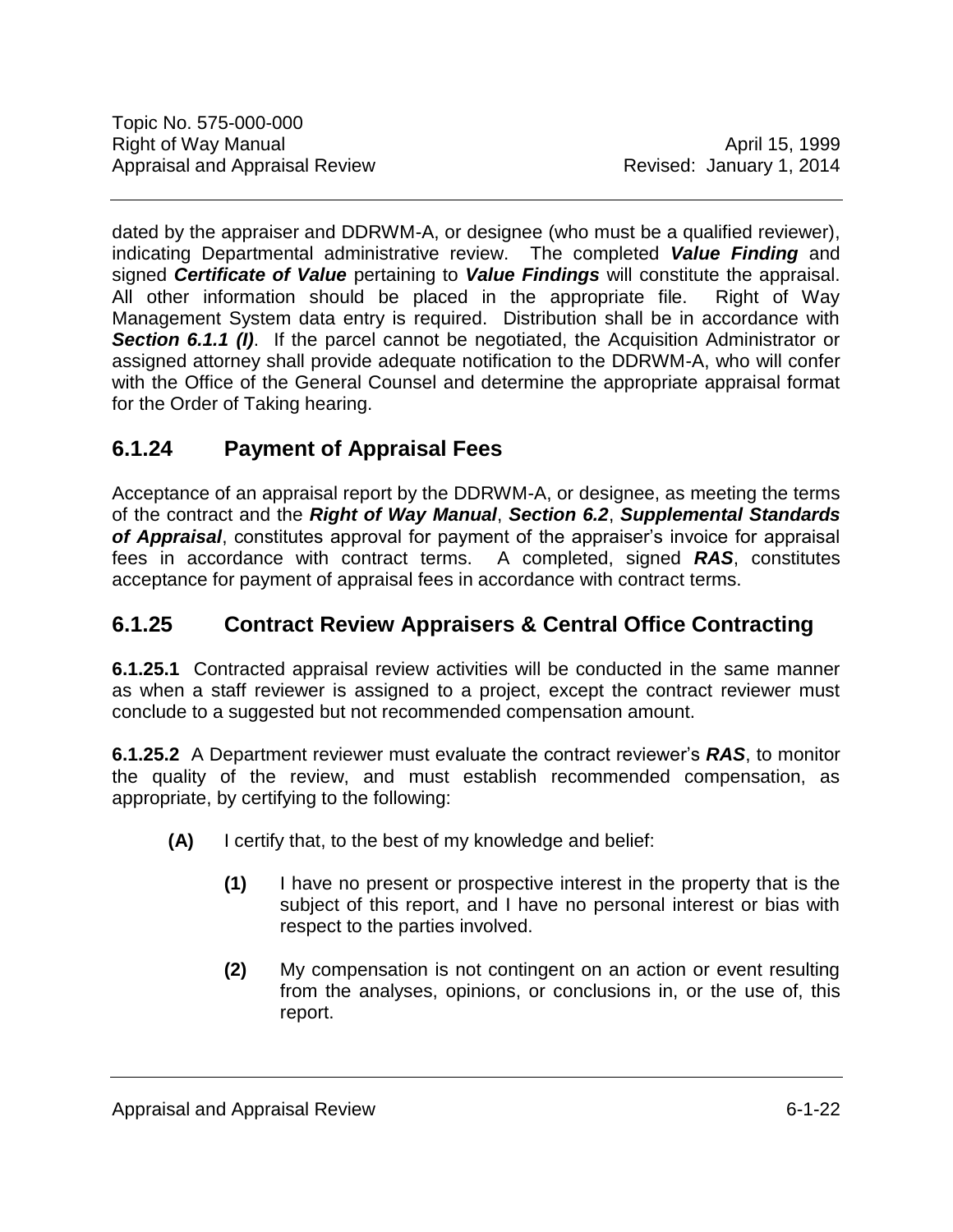dated by the appraiser and DDRWM-A, or designee (who must be a qualified reviewer), indicating Departmental administrative review. The completed ***Value Finding*** and signed ***Certificate of Value*** pertaining to ***Value Findings*** will constitute the appraisal. All other information should be placed in the appropriate file. Right of Way Management System data entry is required. Distribution shall be in accordance with ***Section 6.1.1 (I)***. If the parcel cannot be negotiated, the Acquisition Administrator or assigned attorney shall provide adequate notification to the DDRWM-A, who will confer with the Office of the General Counsel and determine the appropriate appraisal format for the Order of Taking hearing.

## 6.1.24 Payment of Appraisal Fees

Acceptance of an appraisal report by the DDRWM-A, or designee, as meeting the terms of the contract and the ***Right of Way Manual***, ***Section 6.2***, ***Supplemental Standards of Appraisal***, constitutes approval for payment of the appraiser's invoice for appraisal fees in accordance with contract terms. A completed, signed ***RAS***, constitutes acceptance for payment of appraisal fees in accordance with contract terms.

## 6.1.25 Contract Review Appraisers & Central Office Contracting

**6.1.25.1** Contracted appraisal review activities will be conducted in the same manner as when a staff reviewer is assigned to a project, except the contract reviewer must conclude to a suggested but not recommended compensation amount.

**6.1.25.2** A Department reviewer must evaluate the contract reviewer's ***RAS***, to monitor the quality of the review, and must establish recommended compensation, as appropriate, by certifying to the following:

**(A)** I certify that, to the best of my knowledge and belief:

- **(1)** I have no present or prospective interest in the property that is the subject of this report, and I have no personal interest or bias with respect to the parties involved.

- **(2)** My compensation is not contingent on an action or event resulting from the analyses, opinions, or conclusions in, or the use of, this report.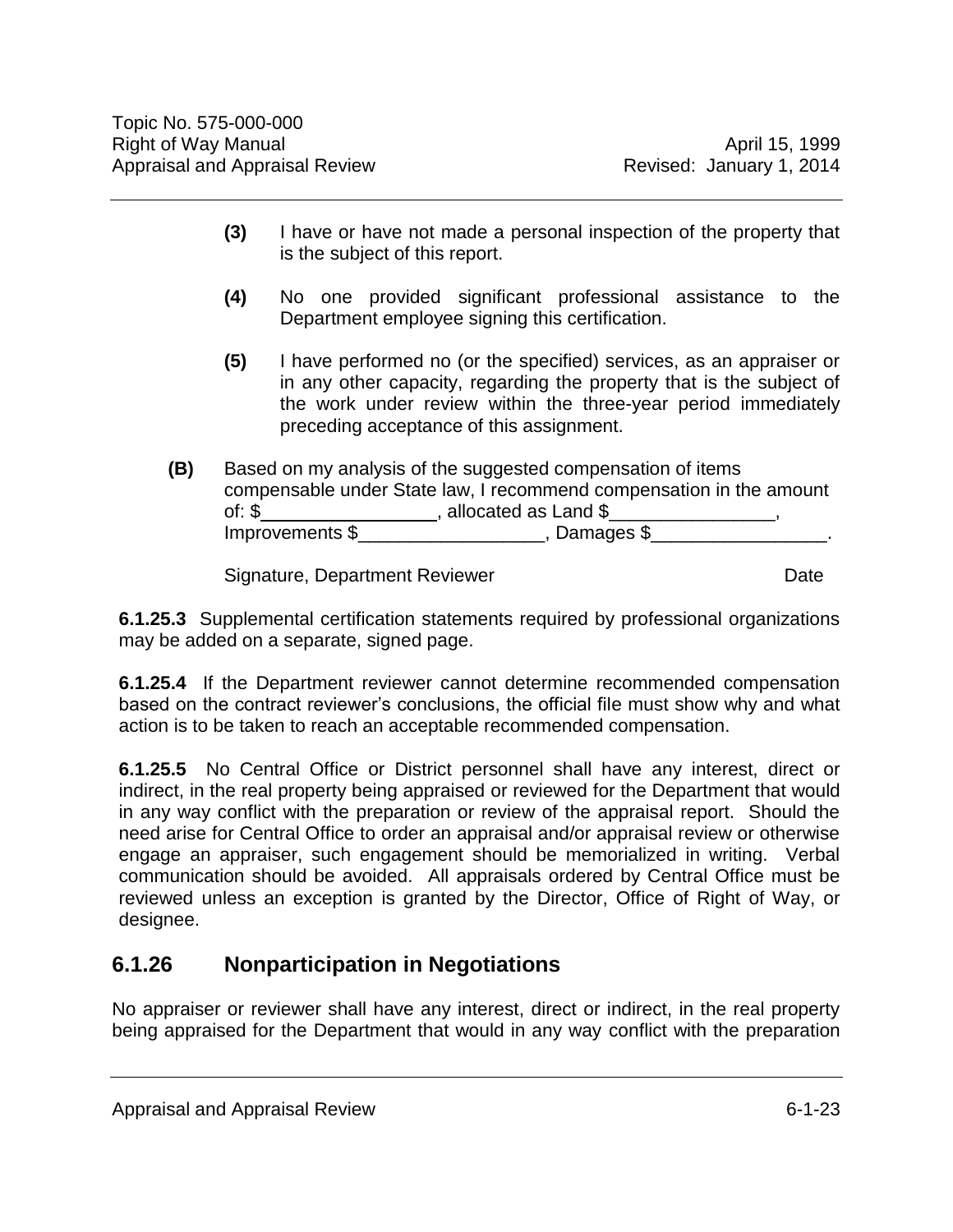**(3)** I have or have not made a personal inspection of the property that is the subject of this report.

**(4)** No one provided significant professional assistance to the Department employee signing this certification.

**(5)** I have performed no (or the specified) services, as an appraiser or in any other capacity, regarding the property that is the subject of the work under review within the three-year period immediately preceding acceptance of this assignment.

**(B)** Based on my analysis of the suggested compensation of items compensable under State law, I recommend compensation in the amount of: $_________________, allocated as Land $________________, Improvements $__________________, Damages $_________________.

Signature, Department Reviewer Date

**6.1.25.3** Supplemental certification statements required by professional organizations may be added on a separate, signed page.

**6.1.25.4** If the Department reviewer cannot determine recommended compensation based on the contract reviewer's conclusions, the official file must show why and what action is to be taken to reach an acceptable recommended compensation.

**6.1.25.5** No Central Office or District personnel shall have any interest, direct or indirect, in the real property being appraised or reviewed for the Department that would in any way conflict with the preparation or review of the appraisal report. Should the need arise for Central Office to order an appraisal and/or appraisal review or otherwise engage an appraiser, such engagement should be memorialized in writing. Verbal communication should be avoided. All appraisals ordered by Central Office must be reviewed unless an exception is granted by the Director, Office of Right of Way, or designee.

## 6.1.26 Nonparticipation in Negotiations

No appraiser or reviewer shall have any interest, direct or indirect, in the real property being appraised for the Department that would in any way conflict with the preparation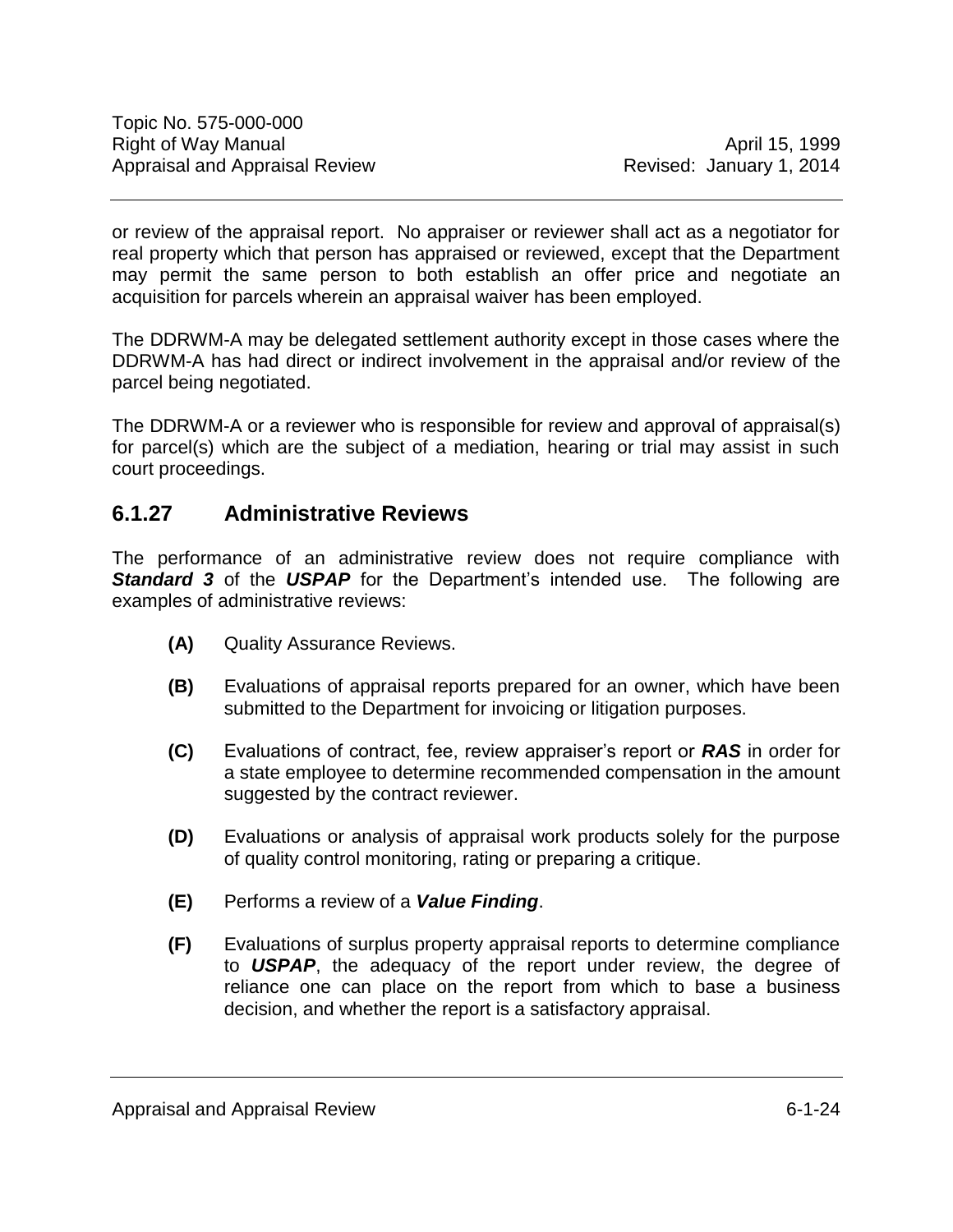or review of the appraisal report. No appraiser or reviewer shall act as a negotiator for real property which that person has appraised or reviewed, except that the Department may permit the same person to both establish an offer price and negotiate an acquisition for parcels wherein an appraisal waiver has been employed.

The DDRWM-A may be delegated settlement authority except in those cases where the DDRWM-A has had direct or indirect involvement in the appraisal and/or review of the parcel being negotiated.

The DDRWM-A or a reviewer who is responsible for review and approval of appraisal(s) for parcel(s) which are the subject of a mediation, hearing or trial may assist in such court proceedings.

### 6.1.27 Administrative Reviews

The performance of an administrative review does not require compliance with ***Standard 3*** of the ***USPAP*** for the Department's intended use. The following are examples of administrative reviews:

- **(A)** Quality Assurance Reviews.
- **(B)** Evaluations of appraisal reports prepared for an owner, which have been submitted to the Department for invoicing or litigation purposes.
- **(C)** Evaluations of contract, fee, review appraiser's report or ***RAS*** in order for a state employee to determine recommended compensation in the amount suggested by the contract reviewer.
- **(D)** Evaluations or analysis of appraisal work products solely for the purpose of quality control monitoring, rating or preparing a critique.
- **(E)** Performs a review of a ***Value Finding***.
- **(F)** Evaluations of surplus property appraisal reports to determine compliance to ***USPAP***, the adequacy of the report under review, the degree of reliance one can place on the report from which to base a business decision, and whether the report is a satisfactory appraisal.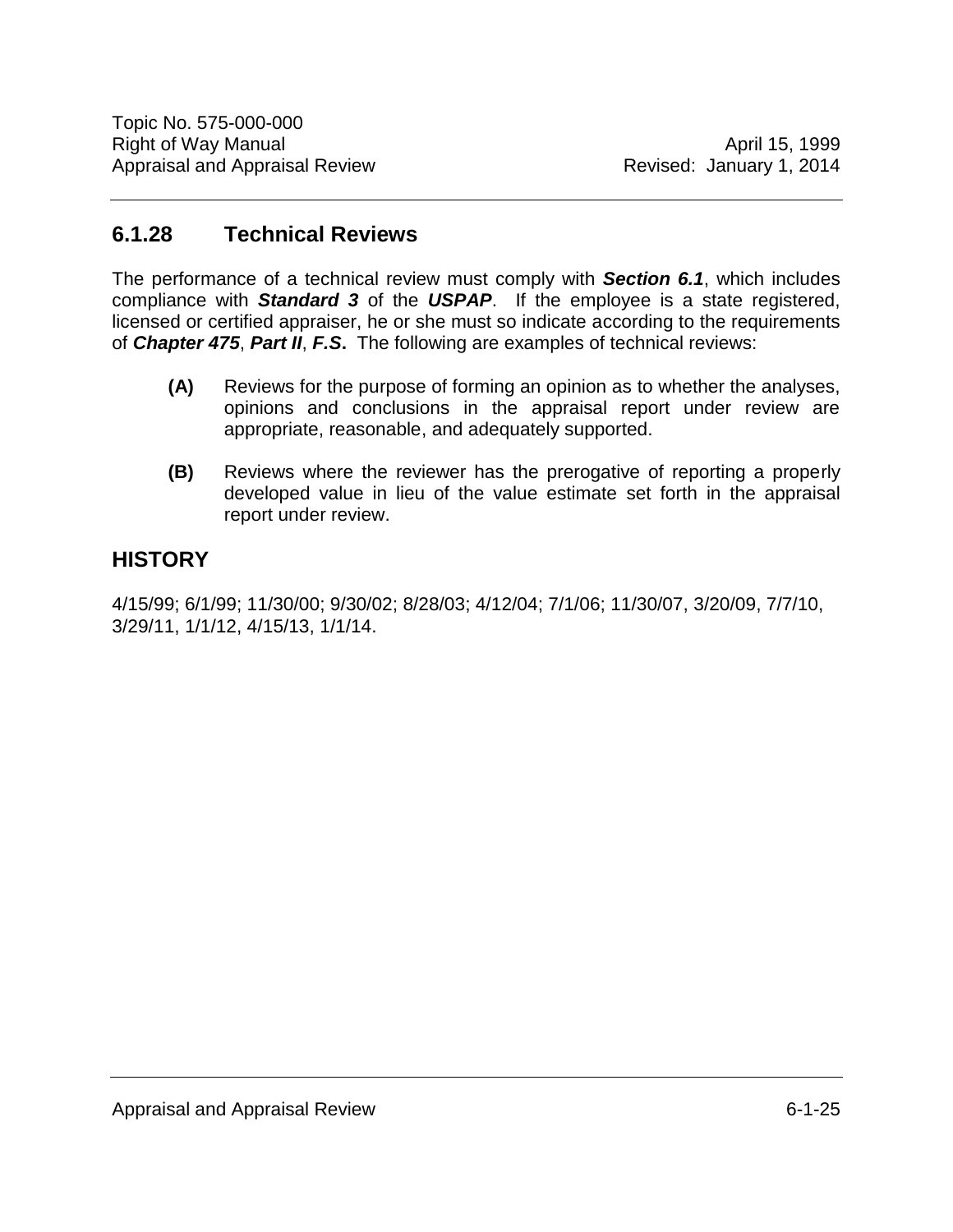## 6.1.28 Technical Reviews

The performance of a technical review must comply with ***Section 6.1***, which includes compliance with ***Standard 3*** of the ***USPAP***. If the employee is a state registered, licensed or certified appraiser, he or she must so indicate according to the requirements of ***Chapter 475***, ***Part II***, ***F.S***. The following are examples of technical reviews:

**(A)** Reviews for the purpose of forming an opinion as to whether the analyses, opinions and conclusions in the appraisal report under review are appropriate, reasonable, and adequately supported.

**(B)** Reviews where the reviewer has the prerogative of reporting a properly developed value in lieu of the value estimate set forth in the appraisal report under review.

## HISTORY

4/15/99; 6/1/99; 11/30/00; 9/30/02; 8/28/03; 4/12/04; 7/1/06; 11/30/07, 3/20/09, 7/7/10, 3/29/11, 1/1/12, 4/15/13, 1/1/14.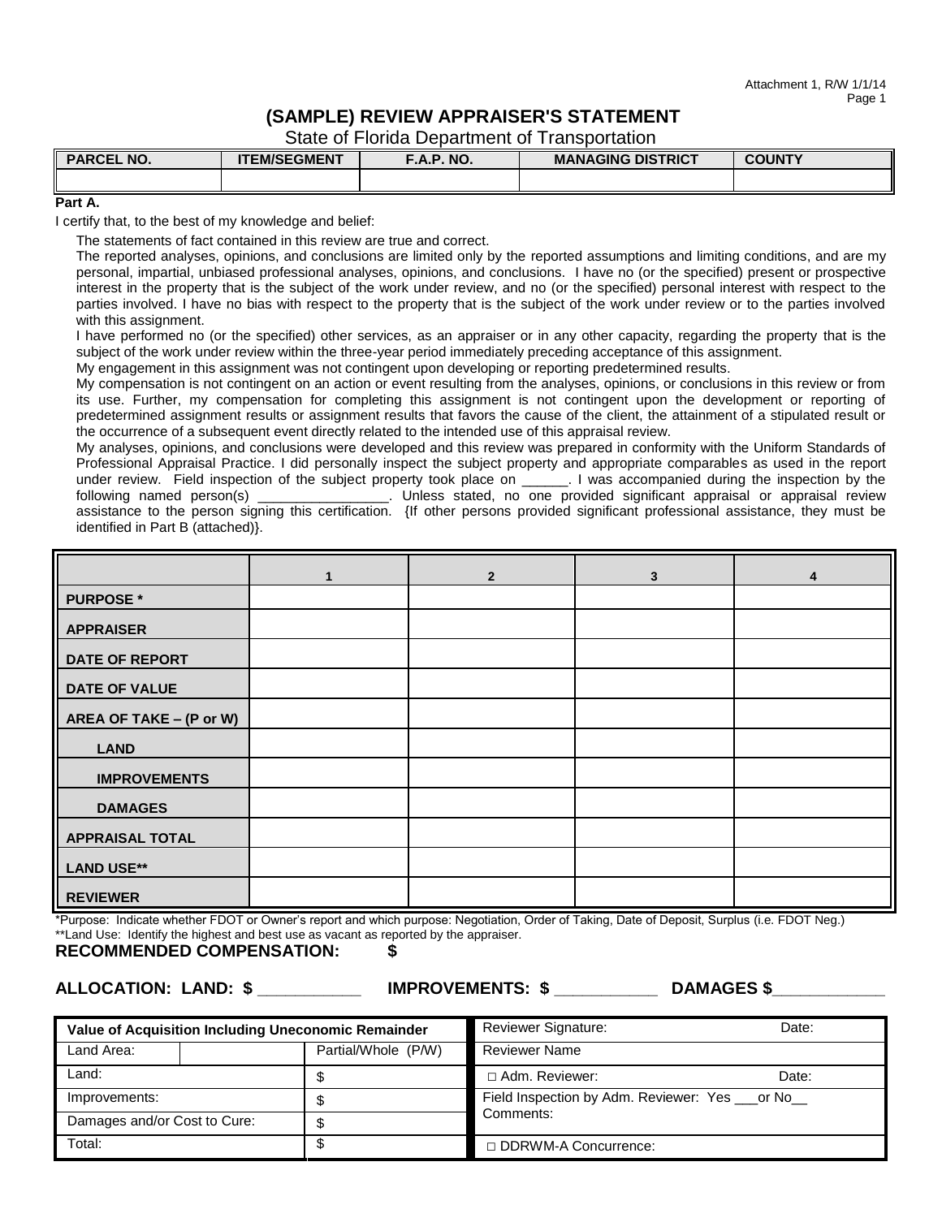Attachment 1, R/W 1/1/14
Page 1

# (SAMPLE) REVIEW APPRAISER'S STATEMENT

State of Florida Department of Transportation

| PARCEL NO. | ITEM/SEGMENT | F.A.P. NO. | MANAGING DISTRICT | COUNTY |
|---|---|---|---|---|
| | | | | |

**Part A.**

I certify that, to the best of my knowledge and belief:

The statements of fact contained in this review are true and correct.

The reported analyses, opinions, and conclusions are limited only by the reported assumptions and limiting conditions, and are my personal, impartial, unbiased professional analyses, opinions, and conclusions. I have no (or the specified) present or prospective interest in the property that is the subject of the work under review, and no (or the specified) personal interest with respect to the parties involved. I have no bias with respect to the property that is the subject of the work under review or to the parties involved with this assignment.

I have performed no (or the specified) other services, as an appraiser or in any other capacity, regarding the property that is the subject of the work under review within the three-year period immediately preceding acceptance of this assignment.

My engagement in this assignment was not contingent upon developing or reporting predetermined results.

My compensation is not contingent on an action or event resulting from the analyses, opinions, or conclusions in this review or from its use. Further, my compensation for completing this assignment is not contingent upon the development or reporting of predetermined assignment results or assignment results that favors the cause of the client, the attainment of a stipulated result or the occurrence of a subsequent event directly related to the intended use of this appraisal review.

My analyses, opinions, and conclusions were developed and this review was prepared in conformity with the Uniform Standards of Professional Appraisal Practice. I did personally inspect the subject property and appropriate comparables as used in the report under review. Field inspection of the subject property took place on ______. I was accompanied during the inspection by the following named person(s) _________________. Unless stated, no one provided significant appraisal or appraisal review assistance to the person signing this certification. {If other persons provided significant professional assistance, they must be identified in Part B (attached)}.

| | 1 | 2 | 3 | 4 |
|---|---|---|---|---|
| **PURPOSE *** | | | | |
| **APPRAISER** | | | | |
| **DATE OF REPORT** | | | | |
| **DATE OF VALUE** | | | | |
| **AREA OF TAKE – (P or W)** | | | | |
| **LAND** | | | | |
| **IMPROVEMENTS** | | | | |
| **DAMAGES** | | | | |
| **APPRAISAL TOTAL** | | | | |
| **LAND USE**** | | | | |
| **REVIEWER** | | | | |

*Purpose: Indicate whether FDOT or Owner's report and which purpose: Negotiation, Order of Taking, Date of Deposit, Surplus (i.e. FDOT Neg.)

**Land Use: Identify the highest and best use as vacant as reported by the appraiser.

**RECOMMENDED COMPENSATION: $**

**ALLOCATION: LAND: $ ___________ IMPROVEMENTS: $ ___________ DAMAGES $____________**

| Value of Acquisition Including Uneconomic Remainder | | |
|---|---|---|
| Land Area: | | Partial/Whole (P/W) |
| Land: | | $ |
| Improvements: | | $ |
| Damages and/or Cost to Cure: | | $ |
| Total: | | $ |

| | |
|---|---|
| Reviewer Signature: | Date: |
| Reviewer Name | |
| □ Adm. Reviewer: | Date: |
| Field Inspection by Adm. Reviewer: Yes ___or No__ Comments: | |
| □ DDRWM-A Concurrence: | |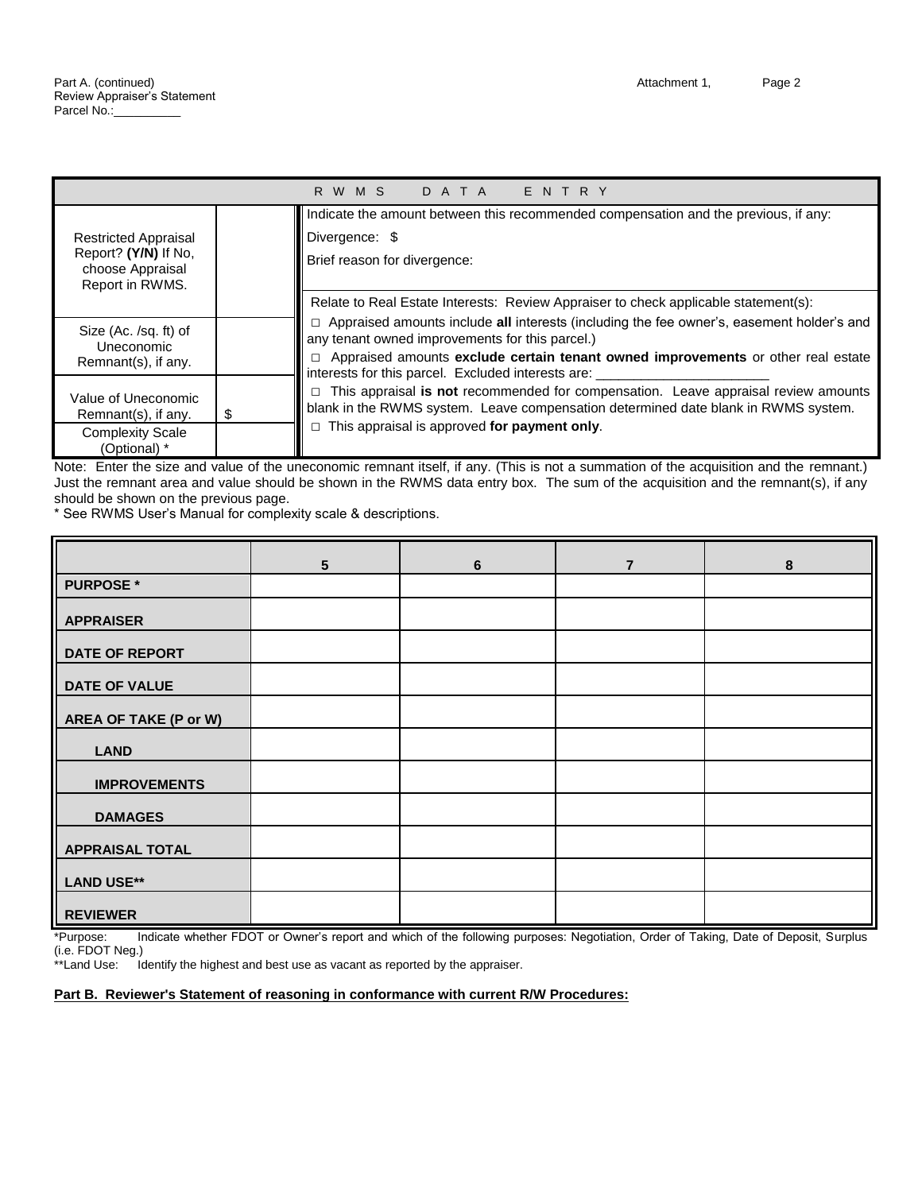Part A. (continued)
Review Appraiser's Statement
Parcel No.:__________

Attachment 1, Page 2

| R W M S D A T A E N T R Y | | |
|---|---|---|
| Restricted Appraisal Report? **(Y/N)** If No, choose Appraisal Report in RWMS. | | Indicate the amount between this recommended compensation and the previous, if any:<br>Divergence: $<br>Brief reason for divergence: |
| Size (Ac. /sq. ft) of Uneconomic Remnant(s), if any. | | Relate to Real Estate Interests: Review Appraiser to check applicable statement(s):<br>□ Appraised amounts include **all** interests (including the fee owner's, easement holder's and any tenant owned improvements for this parcel.)<br>□ Appraised amounts **exclude certain tenant owned improvements** or other real estate interests for this parcel. Excluded interests are: _______________________ |
| Value of Uneconomic Remnant(s), if any. | $ | □ This appraisal **is not** recommended for compensation. Leave appraisal review amounts blank in the RWMS system. Leave compensation determined date blank in RWMS system. |
| Complexity Scale (Optional) * | | □ This appraisal is approved **for payment only**. |

Note: Enter the size and value of the uneconomic remnant itself, if any. (This is not a summation of the acquisition and the remnant.) Just the remnant area and value should be shown in the RWMS data entry box. The sum of the acquisition and the remnant(s), if any should be shown on the previous page.
* See RWMS User's Manual for complexity scale & descriptions.

| | 5 | 6 | 7 | 8 |
|---|---|---|---|---|
| **PURPOSE *** | | | | |
| **APPRAISER** | | | | |
| **DATE OF REPORT** | | | | |
| **DATE OF VALUE** | | | | |
| **AREA OF TAKE (P or W)** | | | | |
| **LAND** | | | | |
| **IMPROVEMENTS** | | | | |
| **DAMAGES** | | | | |
| **APPRAISAL TOTAL** | | | | |
| **LAND USE**** | | | | |
| **REVIEWER** | | | | |

*Purpose: Indicate whether FDOT or Owner's report and which of the following purposes: Negotiation, Order of Taking, Date of Deposit, Surplus (i.e. FDOT Neg.)
**Land Use: Identify the highest and best use as vacant as reported by the appraiser.

**Part B. Reviewer's Statement of reasoning in conformance with current R/W Procedures:**